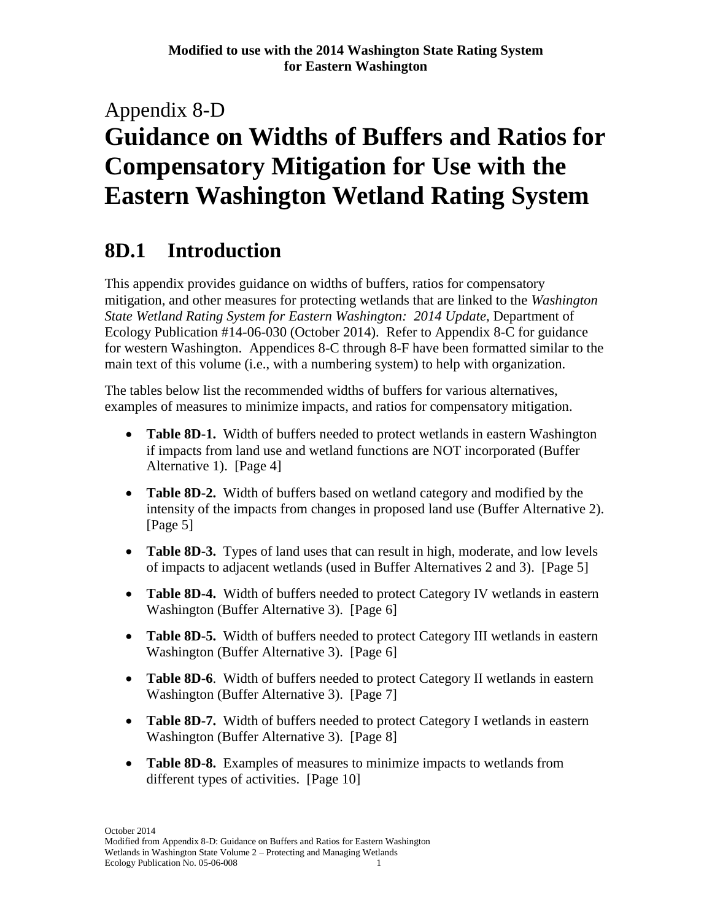**Modified to use with the 2014 Washington State Rating System for Eastern Washington**

# Appendix 8-D
# Guidance on Widths of Buffers and Ratios for Compensatory Mitigation for Use with the Eastern Washington Wetland Rating System

## 8D.1 Introduction

This appendix provides guidance on widths of buffers, ratios for compensatory mitigation, and other measures for protecting wetlands that are linked to the *Washington State Wetland Rating System for Eastern Washington: 2014 Update,* Department of Ecology Publication #14-06-030 (October 2014). Refer to Appendix 8-C for guidance for western Washington. Appendices 8-C through 8-F have been formatted similar to the main text of this volume (i.e., with a numbering system) to help with organization.

The tables below list the recommended widths of buffers for various alternatives, examples of measures to minimize impacts, and ratios for compensatory mitigation.

- **Table 8D-1.** Width of buffers needed to protect wetlands in eastern Washington if impacts from land use and wetland functions are NOT incorporated (Buffer Alternative 1). [Page 4]
- **Table 8D-2.** Width of buffers based on wetland category and modified by the intensity of the impacts from changes in proposed land use (Buffer Alternative 2). [Page 5]
- **Table 8D-3.** Types of land uses that can result in high, moderate, and low levels of impacts to adjacent wetlands (used in Buffer Alternatives 2 and 3). [Page 5]
- **Table 8D-4.** Width of buffers needed to protect Category IV wetlands in eastern Washington (Buffer Alternative 3). [Page 6]
- **Table 8D-5.** Width of buffers needed to protect Category III wetlands in eastern Washington (Buffer Alternative 3). [Page 6]
- **Table 8D-6**. Width of buffers needed to protect Category II wetlands in eastern Washington (Buffer Alternative 3). [Page 7]
- **Table 8D-7.** Width of buffers needed to protect Category I wetlands in eastern Washington (Buffer Alternative 3). [Page 8]
- **Table 8D-8.** Examples of measures to minimize impacts to wetlands from different types of activities. [Page 10]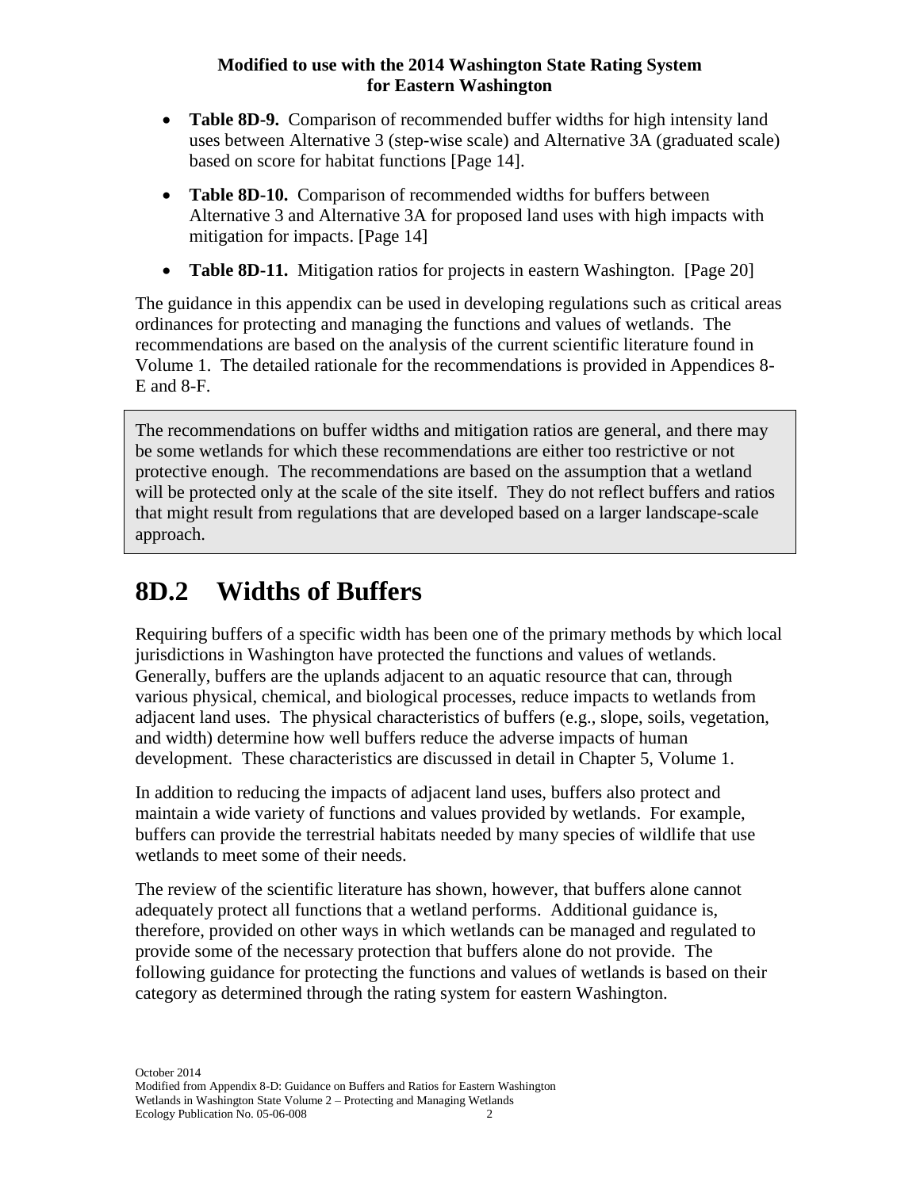- **Table 8D-9.** Comparison of recommended buffer widths for high intensity land uses between Alternative 3 (step-wise scale) and Alternative 3A (graduated scale) based on score for habitat functions [Page 14].
- **Table 8D-10.** Comparison of recommended widths for buffers between Alternative 3 and Alternative 3A for proposed land uses with high impacts with mitigation for impacts. [Page 14]
- **Table 8D-11.** Mitigation ratios for projects in eastern Washington. [Page 20]

The guidance in this appendix can be used in developing regulations such as critical areas ordinances for protecting and managing the functions and values of wetlands. The recommendations are based on the analysis of the current scientific literature found in Volume 1. The detailed rationale for the recommendations is provided in Appendices 8-E and 8-F.

> The recommendations on buffer widths and mitigation ratios are general, and there may be some wetlands for which these recommendations are either too restrictive or not protective enough. The recommendations are based on the assumption that a wetland will be protected only at the scale of the site itself. They do not reflect buffers and ratios that might result from regulations that are developed based on a larger landscape-scale approach.

# 8D.2 Widths of Buffers

Requiring buffers of a specific width has been one of the primary methods by which local jurisdictions in Washington have protected the functions and values of wetlands. Generally, buffers are the uplands adjacent to an aquatic resource that can, through various physical, chemical, and biological processes, reduce impacts to wetlands from adjacent land uses. The physical characteristics of buffers (e.g., slope, soils, vegetation, and width) determine how well buffers reduce the adverse impacts of human development. These characteristics are discussed in detail in Chapter 5, Volume 1.

In addition to reducing the impacts of adjacent land uses, buffers also protect and maintain a wide variety of functions and values provided by wetlands. For example, buffers can provide the terrestrial habitats needed by many species of wildlife that use wetlands to meet some of their needs.

The review of the scientific literature has shown, however, that buffers alone cannot adequately protect all functions that a wetland performs. Additional guidance is, therefore, provided on other ways in which wetlands can be managed and regulated to provide some of the necessary protection that buffers alone do not provide. The following guidance for protecting the functions and values of wetlands is based on their category as determined through the rating system for eastern Washington.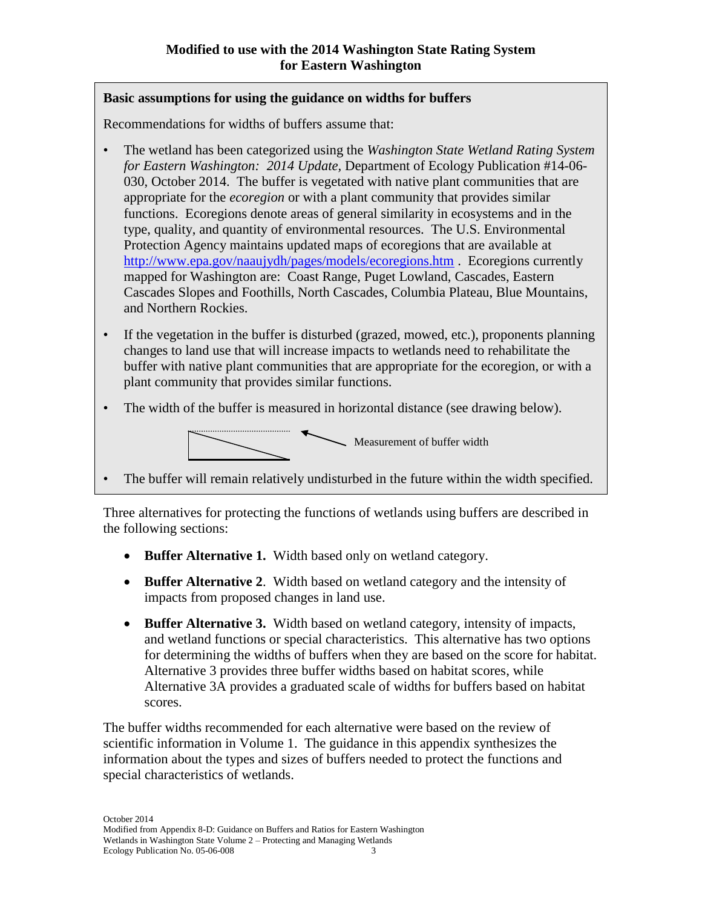**Modified to use with the 2014 Washington State Rating System for Eastern Washington**

**Basic assumptions for using the guidance on widths for buffers**

Recommendations for widths of buffers assume that:

- The wetland has been categorized using the *Washington State Wetland Rating System for Eastern Washington: 2014 Update*, Department of Ecology Publication #14-06-030, October 2014. The buffer is vegetated with native plant communities that are appropriate for the *ecoregion* or with a plant community that provides similar functions. Ecoregions denote areas of general similarity in ecosystems and in the type, quality, and quantity of environmental resources. The U.S. Environmental Protection Agency maintains updated maps of ecoregions that are available at http://www.epa.gov/naaujydh/pages/models/ecoregions.htm . Ecoregions currently mapped for Washington are: Coast Range, Puget Lowland, Cascades, Eastern Cascades Slopes and Foothills, North Cascades, Columbia Plateau, Blue Mountains, and Northern Rockies.
- If the vegetation in the buffer is disturbed (grazed, mowed, etc.), proponents planning changes to land use that will increase impacts to wetlands need to rehabilitate the buffer with native plant communities that are appropriate for the ecoregion, or with a plant community that provides similar functions.
- The width of the buffer is measured in horizontal distance (see drawing below).

Measurement of buffer width

- The buffer will remain relatively undisturbed in the future within the width specified.

Three alternatives for protecting the functions of wetlands using buffers are described in the following sections:

- **Buffer Alternative 1.** Width based only on wetland category.
- **Buffer Alternative 2**. Width based on wetland category and the intensity of impacts from proposed changes in land use.
- **Buffer Alternative 3.** Width based on wetland category, intensity of impacts, and wetland functions or special characteristics. This alternative has two options for determining the widths of buffers when they are based on the score for habitat. Alternative 3 provides three buffer widths based on habitat scores, while Alternative 3A provides a graduated scale of widths for buffers based on habitat scores.

The buffer widths recommended for each alternative were based on the review of scientific information in Volume 1. The guidance in this appendix synthesizes the information about the types and sizes of buffers needed to protect the functions and special characteristics of wetlands.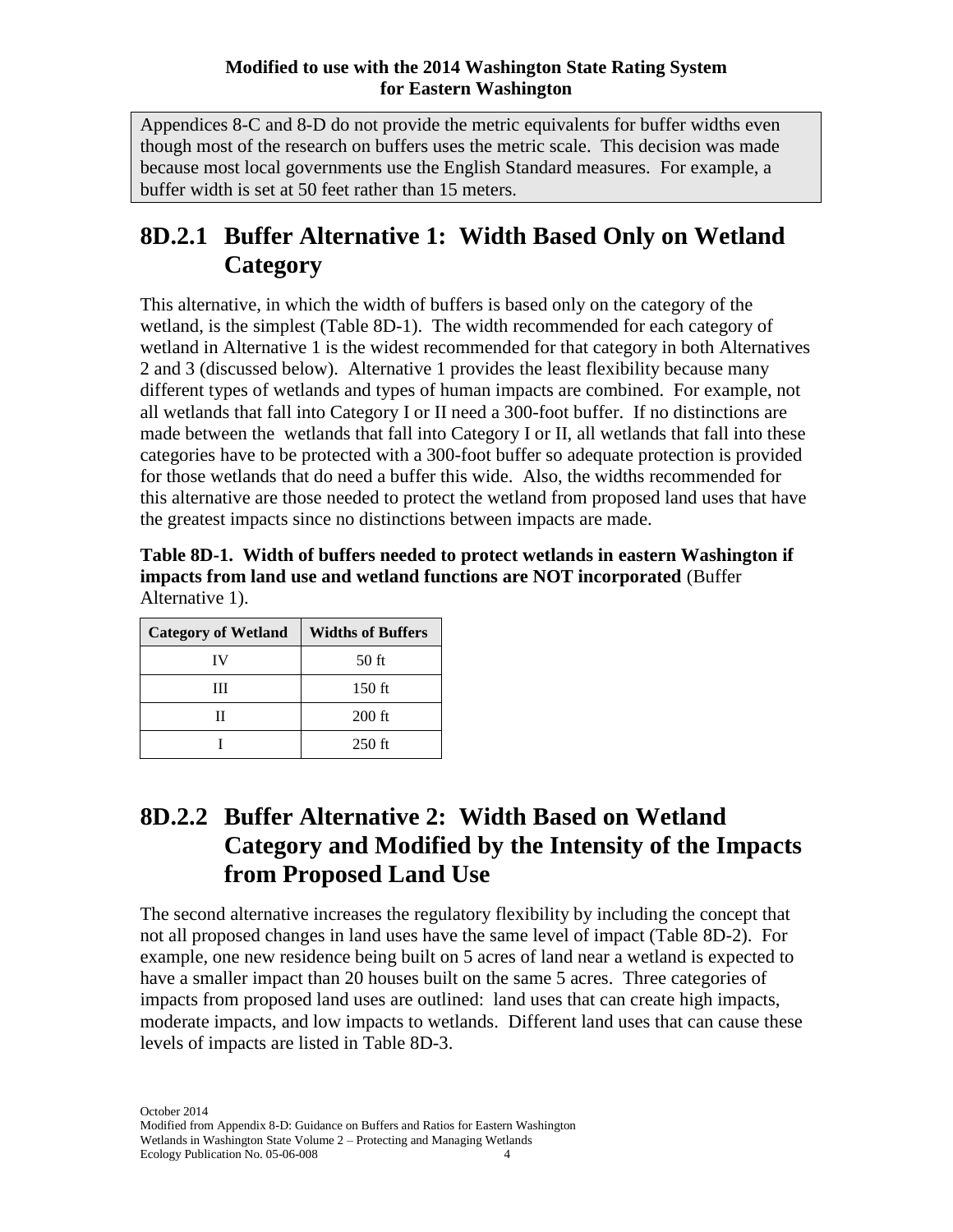Appendices 8-C and 8-D do not provide the metric equivalents for buffer widths even though most of the research on buffers uses the metric scale. This decision was made because most local governments use the English Standard measures. For example, a buffer width is set at 50 feet rather than 15 meters.

## 8D.2.1 Buffer Alternative 1: Width Based Only on Wetland Category

This alternative, in which the width of buffers is based only on the category of the wetland, is the simplest (Table 8D-1). The width recommended for each category of wetland in Alternative 1 is the widest recommended for that category in both Alternatives 2 and 3 (discussed below). Alternative 1 provides the least flexibility because many different types of wetlands and types of human impacts are combined. For example, not all wetlands that fall into Category I or II need a 300-foot buffer. If no distinctions are made between the wetlands that fall into Category I or II, all wetlands that fall into these categories have to be protected with a 300-foot buffer so adequate protection is provided for those wetlands that do need a buffer this wide. Also, the widths recommended for this alternative are those needed to protect the wetland from proposed land uses that have the greatest impacts since no distinctions between impacts are made.

**Table 8D-1. Width of buffers needed to protect wetlands in eastern Washington if impacts from land use and wetland functions are NOT incorporated** (Buffer Alternative 1).

| Category of Wetland | Widths of Buffers |
|---|---|
| IV | 50 ft |
| III | 150 ft |
| II | 200 ft |
| I | 250 ft |

## 8D.2.2 Buffer Alternative 2: Width Based on Wetland Category and Modified by the Intensity of the Impacts from Proposed Land Use

The second alternative increases the regulatory flexibility by including the concept that not all proposed changes in land uses have the same level of impact (Table 8D-2). For example, one new residence being built on 5 acres of land near a wetland is expected to have a smaller impact than 20 houses built on the same 5 acres. Three categories of impacts from proposed land uses are outlined: land uses that can create high impacts, moderate impacts, and low impacts to wetlands. Different land uses that can cause these levels of impacts are listed in Table 8D-3.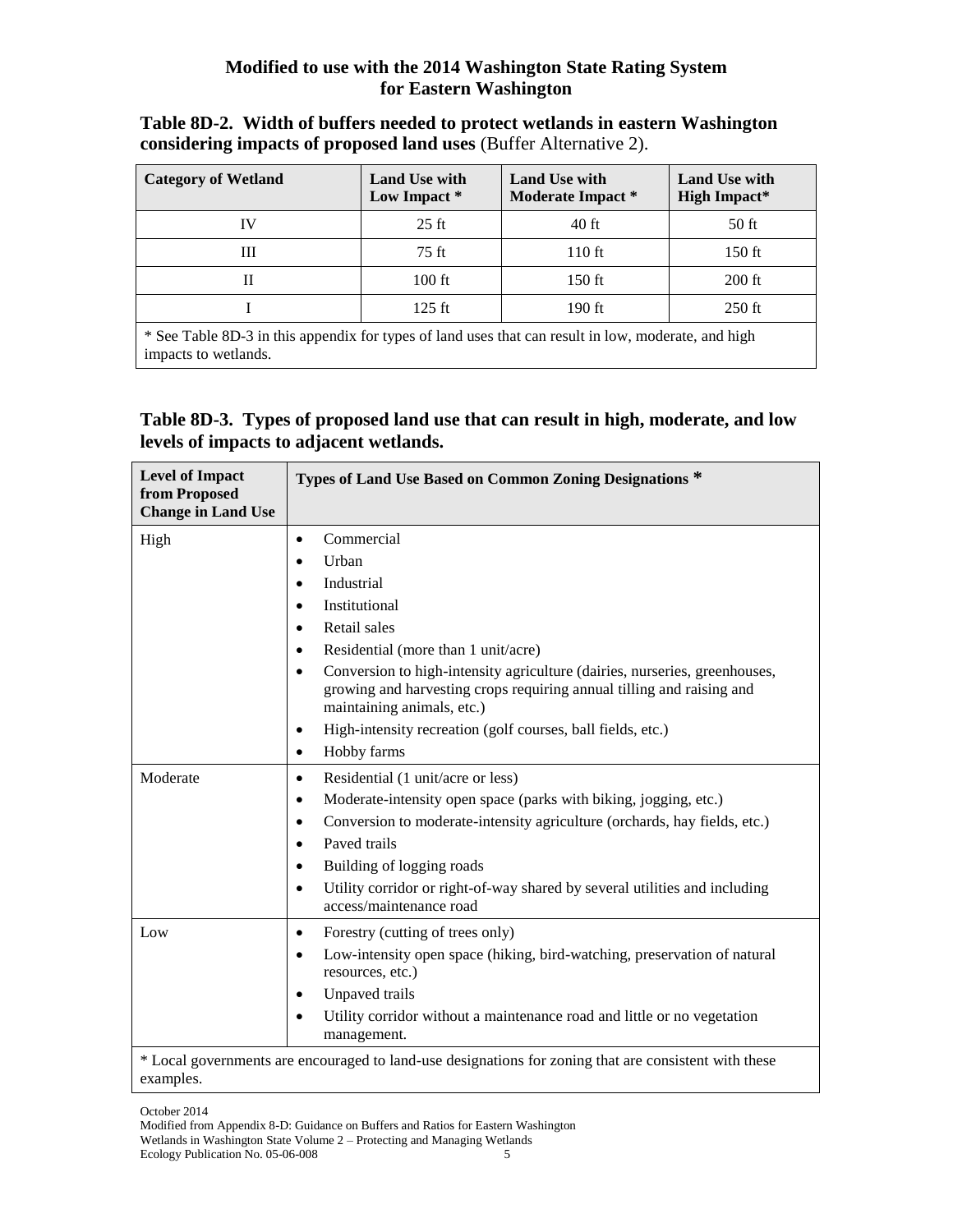**Modified to use with the 2014 Washington State Rating System for Eastern Washington**

**Table 8D-2. Width of buffers needed to protect wetlands in eastern Washington considering impacts of proposed land uses** (Buffer Alternative 2).

| Category of Wetland | Land Use with Low Impact * | Land Use with Moderate Impact * | Land Use with High Impact* |
|---|---|---|---|
| IV | 25 ft | 40 ft | 50 ft |
| III | 75 ft | 110 ft | 150 ft |
| II | 100 ft | 150 ft | 200 ft |
| I | 125 ft | 190 ft | 250 ft |
| * See Table 8D-3 in this appendix for types of land uses that can result in low, moderate, and high impacts to wetlands. | | | |

**Table 8D-3. Types of proposed land use that can result in high, moderate, and low levels of impacts to adjacent wetlands.**

| Level of Impact from Proposed Change in Land Use | Types of Land Use Based on Common Zoning Designations * |
|---|---|
| High | • Commercial<br>• Urban<br>• Industrial<br>• Institutional<br>• Retail sales<br>• Residential (more than 1 unit/acre)<br>• Conversion to high-intensity agriculture (dairies, nurseries, greenhouses, growing and harvesting crops requiring annual tilling and raising and maintaining animals, etc.)<br>• High-intensity recreation (golf courses, ball fields, etc.)<br>• Hobby farms |
| Moderate | • Residential (1 unit/acre or less)<br>• Moderate-intensity open space (parks with biking, jogging, etc.)<br>• Conversion to moderate-intensity agriculture (orchards, hay fields, etc.)<br>• Paved trails<br>• Building of logging roads<br>• Utility corridor or right-of-way shared by several utilities and including access/maintenance road |
| Low | • Forestry (cutting of trees only)<br>• Low-intensity open space (hiking, bird-watching, preservation of natural resources, etc.)<br>• Unpaved trails<br>• Utility corridor without a maintenance road and little or no vegetation management. |
| * Local governments are encouraged to land-use designations for zoning that are consistent with these examples. | |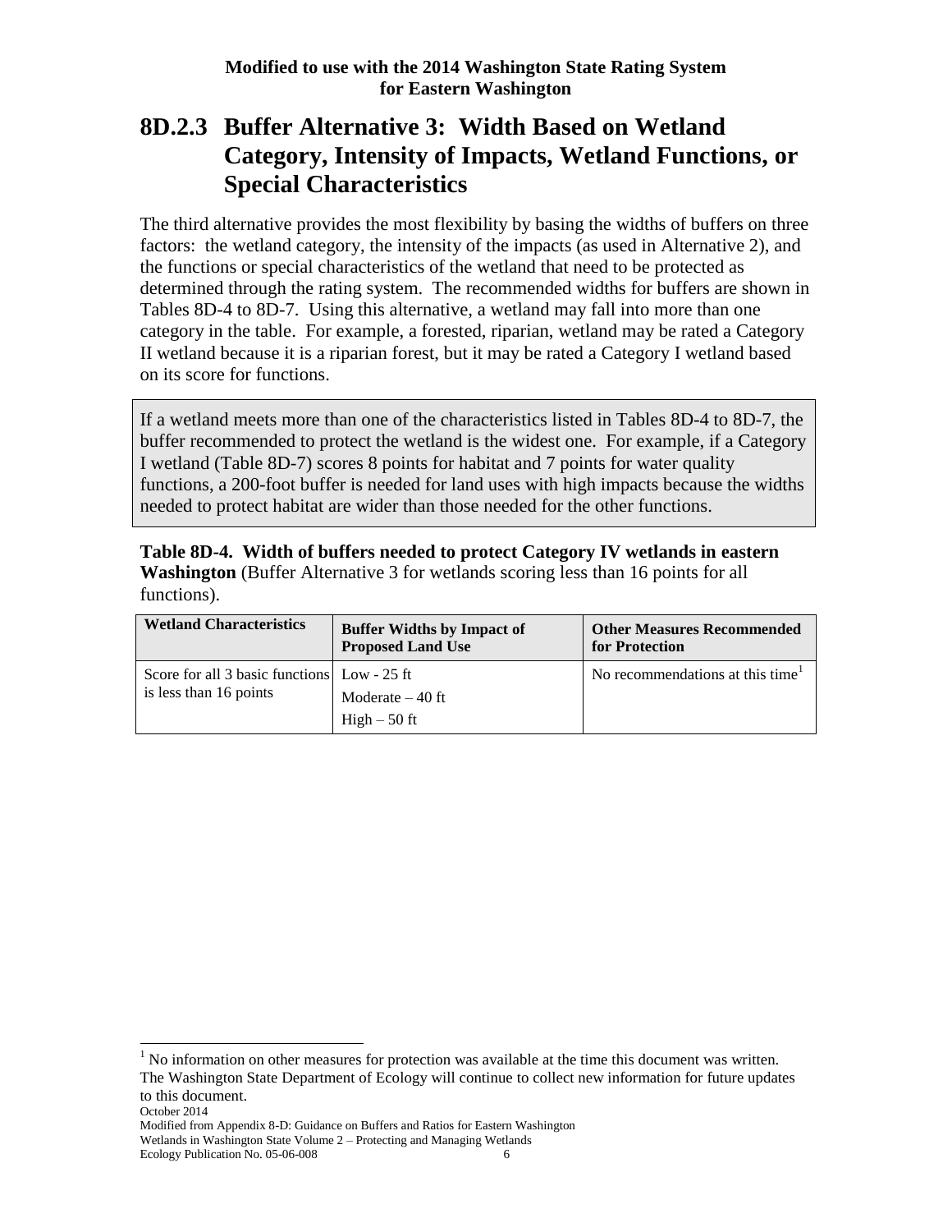## 8D.2.3 Buffer Alternative 3: Width Based on Wetland Category, Intensity of Impacts, Wetland Functions, or Special Characteristics

The third alternative provides the most flexibility by basing the widths of buffers on three factors: the wetland category, the intensity of the impacts (as used in Alternative 2), and the functions or special characteristics of the wetland that need to be protected as determined through the rating system. The recommended widths for buffers are shown in Tables 8D-4 to 8D-7. Using this alternative, a wetland may fall into more than one category in the table. For example, a forested, riparian, wetland may be rated a Category II wetland because it is a riparian forest, but it may be rated a Category I wetland based on its score for functions.

> If a wetland meets more than one of the characteristics listed in Tables 8D-4 to 8D-7, the buffer recommended to protect the wetland is the widest one. For example, if a Category I wetland (Table 8D-7) scores 8 points for habitat and 7 points for water quality functions, a 200-foot buffer is needed for land uses with high impacts because the widths needed to protect habitat are wider than those needed for the other functions.

**Table 8D-4. Width of buffers needed to protect Category IV wetlands in eastern Washington** (Buffer Alternative 3 for wetlands scoring less than 16 points for all functions).

| Wetland Characteristics | Buffer Widths by Impact of Proposed Land Use | Other Measures Recommended for Protection |
|---|---|---|
| Score for all 3 basic functions is less than 16 points | Low - 25 ft<br>Moderate – 40 ft<br>High – 50 ft | No recommendations at this time[1] |

[1] No information on other measures for protection was available at the time this document was written. The Washington State Department of Ecology will continue to collect new information for future updates to this document.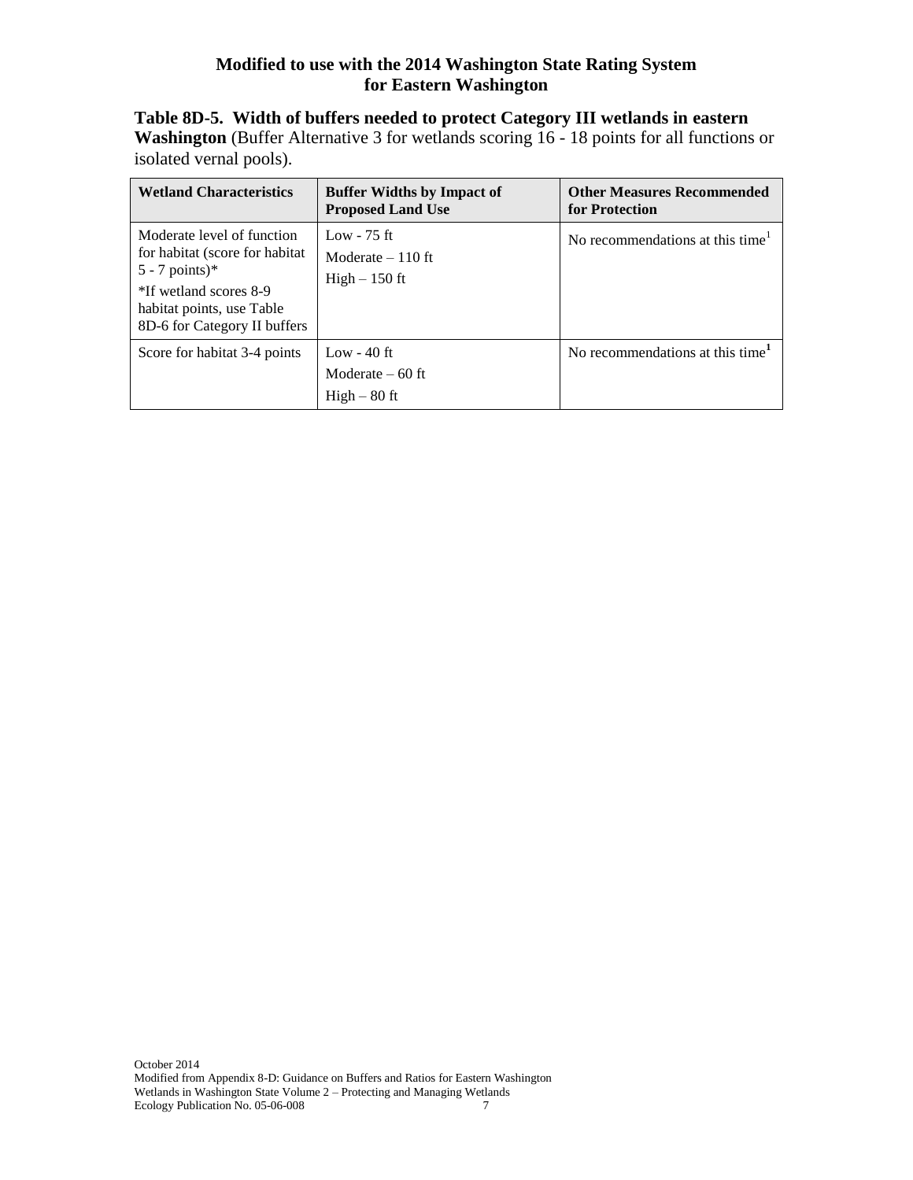**Modified to use with the 2014 Washington State Rating System for Eastern Washington**

**Table 8D-5. Width of buffers needed to protect Category III wetlands in eastern Washington** (Buffer Alternative 3 for wetlands scoring 16 - 18 points for all functions or isolated vernal pools).

| Wetland Characteristics | Buffer Widths by Impact of Proposed Land Use | Other Measures Recommended for Protection |
|---|---|---|
| Moderate level of function for habitat (score for habitat 5 - 7 points)*<br>*If wetland scores 8-9 habitat points, use Table 8D-6 for Category II buffers | Low - 75 ft<br>Moderate – 110 ft<br>High – 150 ft | No recommendations at this time[1] |
| Score for habitat 3-4 points | Low - 40 ft<br>Moderate – 60 ft<br>High – 80 ft | No recommendations at this time[1] |

October 2014
Modified from Appendix 8-D: Guidance on Buffers and Ratios for Eastern Washington
Wetlands in Washington State Volume 2 – Protecting and Managing Wetlands
Ecology Publication No. 05-06-008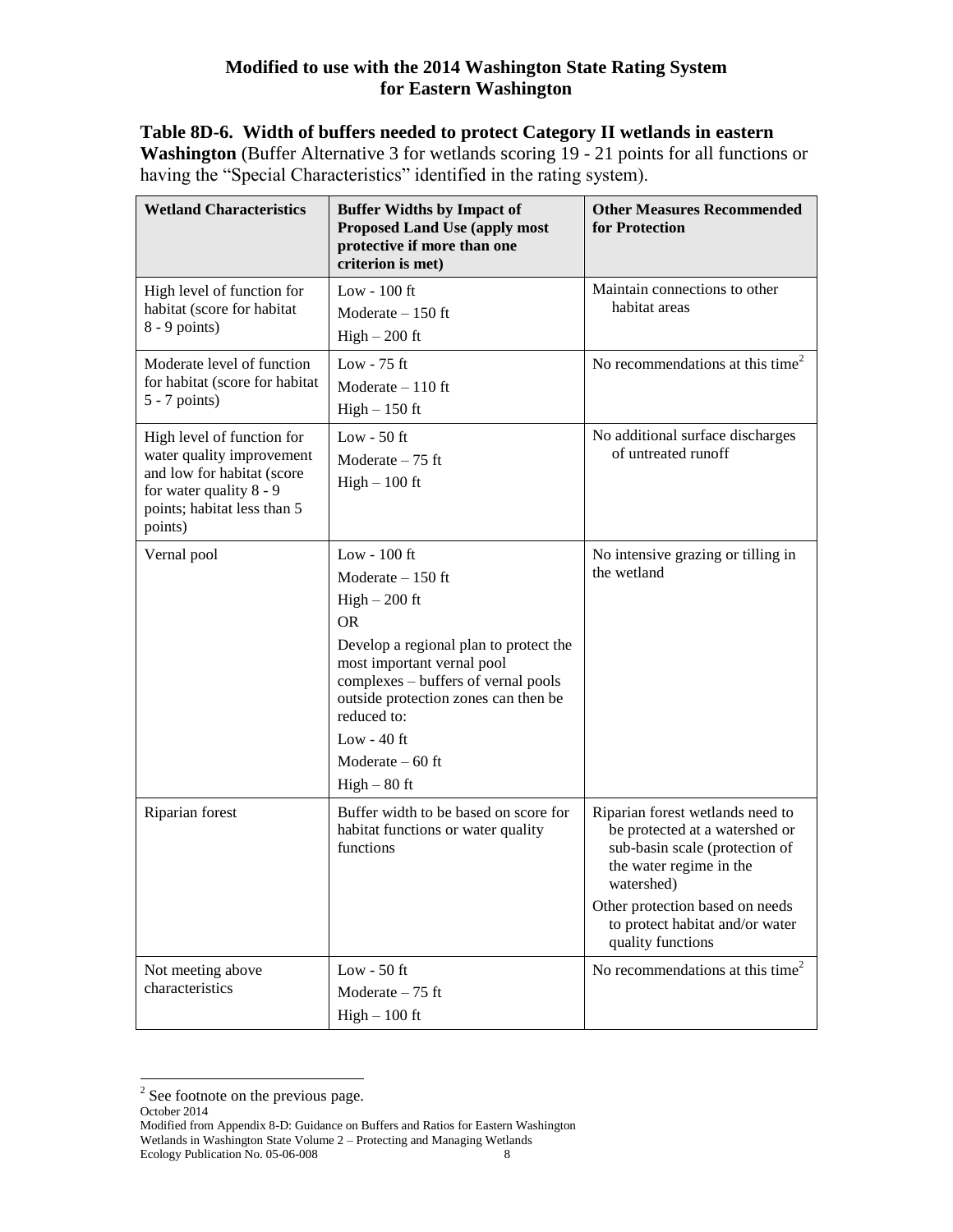**Modified to use with the 2014 Washington State Rating System for Eastern Washington**

**Table 8D-6. Width of buffers needed to protect Category II wetlands in eastern Washington** (Buffer Alternative 3 for wetlands scoring 19 - 21 points for all functions or having the "Special Characteristics" identified in the rating system).

| **Wetland Characteristics** | **Buffer Widths by Impact of Proposed Land Use (apply most protective if more than one criterion is met)** | **Other Measures Recommended for Protection** |
|---|---|---|
| High level of function for habitat (score for habitat 8 - 9 points) | Low - 100 ft<br>Moderate – 150 ft<br>High – 200 ft | Maintain connections to other habitat areas |
| Moderate level of function for habitat (score for habitat 5 - 7 points) | Low - 75 ft<br>Moderate – 110 ft<br>High – 150 ft | No recommendations at this time[2] |
| High level of function for water quality improvement and low for habitat (score for water quality 8 - 9 points; habitat less than 5 points) | Low - 50 ft<br>Moderate – 75 ft<br>High – 100 ft | No additional surface discharges of untreated runoff |
| Vernal pool | Low - 100 ft<br>Moderate – 150 ft<br>High – 200 ft<br>OR<br>Develop a regional plan to protect the most important vernal pool complexes – buffers of vernal pools outside protection zones can then be reduced to:<br>Low - 40 ft<br>Moderate – 60 ft<br>High – 80 ft | No intensive grazing or tilling in the wetland |
| Riparian forest | Buffer width to be based on score for habitat functions or water quality functions | Riparian forest wetlands need to be protected at a watershed or sub-basin scale (protection of the water regime in the watershed)<br>Other protection based on needs to protect habitat and/or water quality functions |
| Not meeting above characteristics | Low - 50 ft<br>Moderate – 75 ft<br>High – 100 ft | No recommendations at this time[2] |

[2] See footnote on the previous page.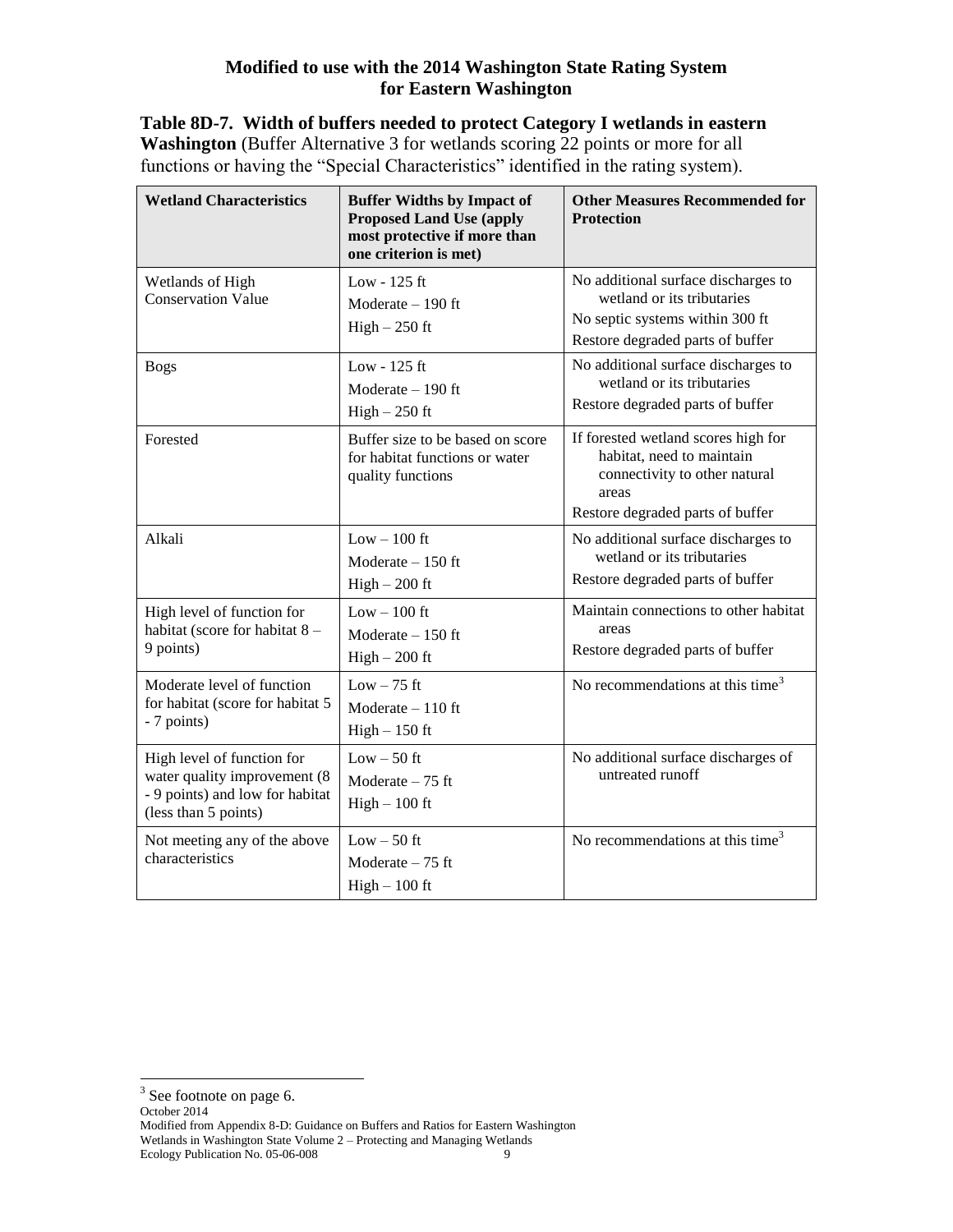**Modified to use with the 2014 Washington State Rating System for Eastern Washington**

**Table 8D-7. Width of buffers needed to protect Category I wetlands in eastern Washington** (Buffer Alternative 3 for wetlands scoring 22 points or more for all functions or having the "Special Characteristics" identified in the rating system).

| Wetland Characteristics | Buffer Widths by Impact of Proposed Land Use (apply most protective if more than one criterion is met) | Other Measures Recommended for Protection |
|---|---|---|
| Wetlands of High Conservation Value | Low - 125 ft<br>Moderate – 190 ft<br>High – 250 ft | No additional surface discharges to wetland or its tributaries<br>No septic systems within 300 ft<br>Restore degraded parts of buffer |
| Bogs | Low - 125 ft<br>Moderate – 190 ft<br>High – 250 ft | No additional surface discharges to wetland or its tributaries<br>Restore degraded parts of buffer |
| Forested | Buffer size to be based on score for habitat functions or water quality functions | If forested wetland scores high for habitat, need to maintain connectivity to other natural areas<br>Restore degraded parts of buffer |
| Alkali | Low – 100 ft<br>Moderate – 150 ft<br>High – 200 ft | No additional surface discharges to wetland or its tributaries<br>Restore degraded parts of buffer |
| High level of function for habitat (score for habitat 8 – 9 points) | Low – 100 ft<br>Moderate – 150 ft<br>High – 200 ft | Maintain connections to other habitat areas<br>Restore degraded parts of buffer |
| Moderate level of function for habitat (score for habitat 5 - 7 points) | Low – 75 ft<br>Moderate – 110 ft<br>High – 150 ft | No recommendations at this time[3] |
| High level of function for water quality improvement (8 - 9 points) and low for habitat (less than 5 points) | Low – 50 ft<br>Moderate – 75 ft<br>High – 100 ft | No additional surface discharges of untreated runoff |
| Not meeting any of the above characteristics | Low – 50 ft<br>Moderate – 75 ft<br>High – 100 ft | No recommendations at this time[3] |

[3] See footnote on page 6.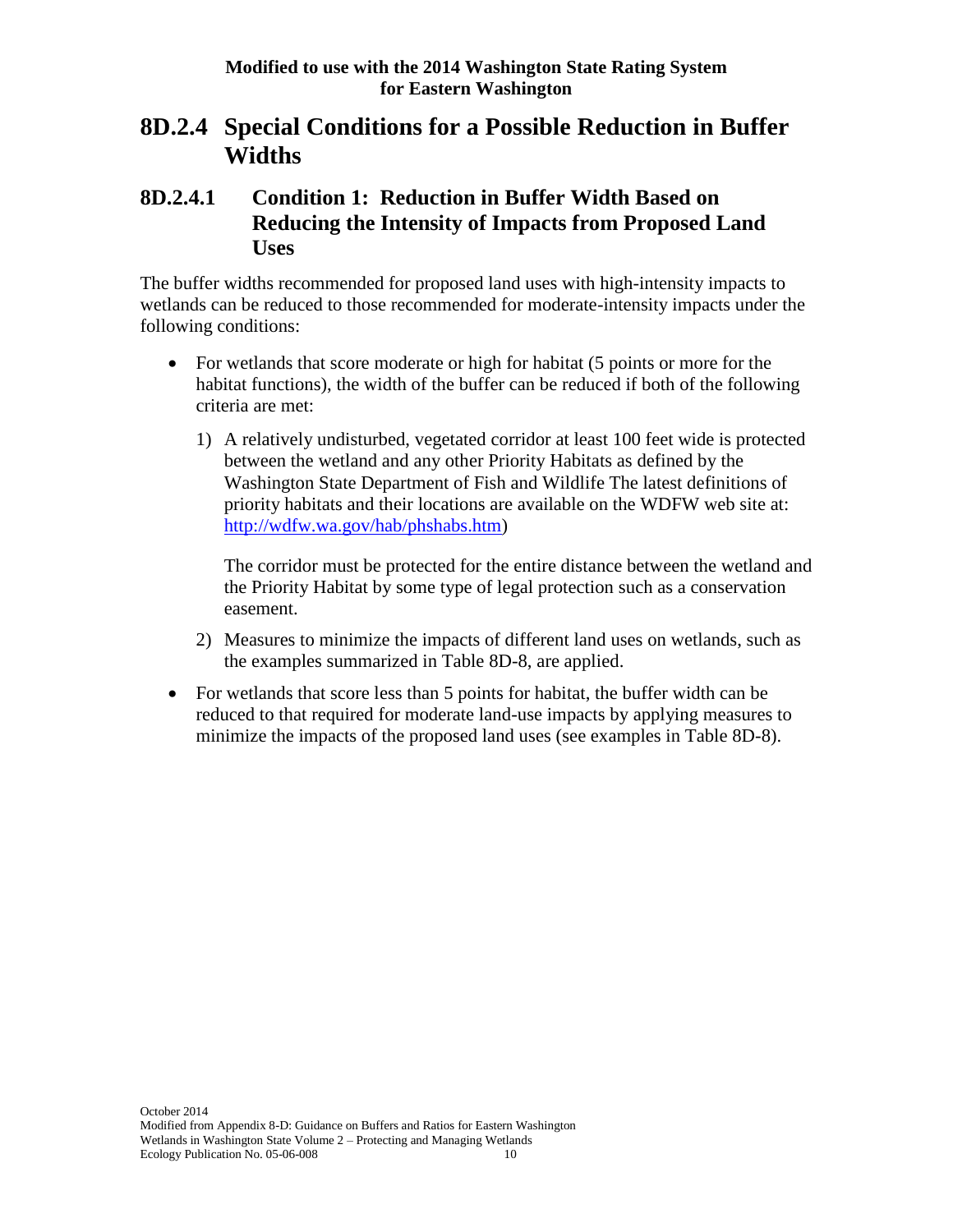## 8D.2.4 Special Conditions for a Possible Reduction in Buffer Widths

### 8D.2.4.1 Condition 1: Reduction in Buffer Width Based on Reducing the Intensity of Impacts from Proposed Land Uses

The buffer widths recommended for proposed land uses with high-intensity impacts to wetlands can be reduced to those recommended for moderate-intensity impacts under the following conditions:

- For wetlands that score moderate or high for habitat (5 points or more for the habitat functions), the width of the buffer can be reduced if both of the following criteria are met:

  1) A relatively undisturbed, vegetated corridor at least 100 feet wide is protected between the wetland and any other Priority Habitats as defined by the Washington State Department of Fish and Wildlife The latest definitions of priority habitats and their locations are available on the WDFW web site at: [http://wdfw.wa.gov/hab/phshabs.htm](http://wdfw.wa.gov/hab/phshabs.htm))

     The corridor must be protected for the entire distance between the wetland and the Priority Habitat by some type of legal protection such as a conservation easement.

  2) Measures to minimize the impacts of different land uses on wetlands, such as the examples summarized in Table 8D-8, are applied.

- For wetlands that score less than 5 points for habitat, the buffer width can be reduced to that required for moderate land-use impacts by applying measures to minimize the impacts of the proposed land uses (see examples in Table 8D-8).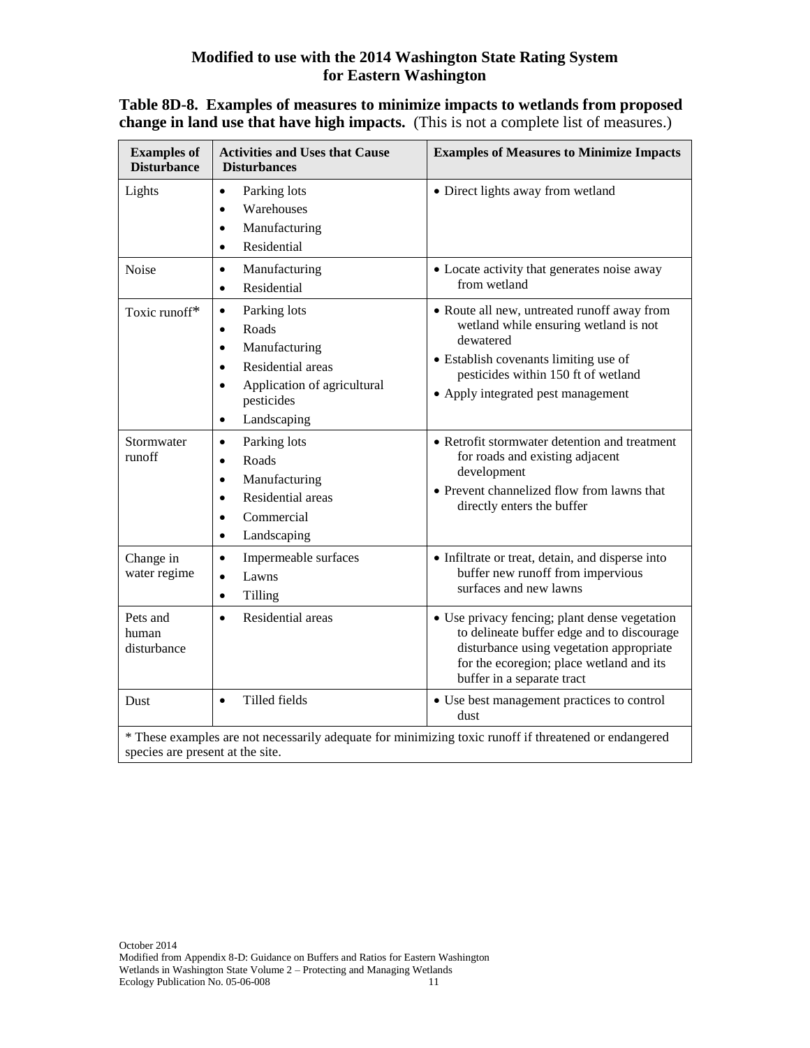**Modified to use with the 2014 Washington State Rating System for Eastern Washington**

**Table 8D-8. Examples of measures to minimize impacts to wetlands from proposed change in land use that have high impacts.** (This is not a complete list of measures.)

| Examples of Disturbance | Activities and Uses that Cause Disturbances | Examples of Measures to Minimize Impacts |
|---|---|---|
| Lights | • Parking lots<br>• Warehouses<br>• Manufacturing<br>• Residential | • Direct lights away from wetland |
| Noise | • Manufacturing<br>• Residential | • Locate activity that generates noise away from wetland |
| Toxic runoff* | • Parking lots<br>• Roads<br>• Manufacturing<br>• Residential areas<br>• Application of agricultural pesticides<br>• Landscaping | • Route all new, untreated runoff away from wetland while ensuring wetland is not dewatered<br>• Establish covenants limiting use of pesticides within 150 ft of wetland<br>• Apply integrated pest management |
| Stormwater runoff | • Parking lots<br>• Roads<br>• Manufacturing<br>• Residential areas<br>• Commercial<br>• Landscaping | • Retrofit stormwater detention and treatment for roads and existing adjacent development<br>• Prevent channelized flow from lawns that directly enters the buffer |
| Change in water regime | • Impermeable surfaces<br>• Lawns<br>• Tilling | • Infiltrate or treat, detain, and disperse into buffer new runoff from impervious surfaces and new lawns |
| Pets and human disturbance | • Residential areas | • Use privacy fencing; plant dense vegetation to delineate buffer edge and to discourage disturbance using vegetation appropriate for the ecoregion; place wetland and its buffer in a separate tract |
| Dust | • Tilled fields | • Use best management practices to control dust |

\* These examples are not necessarily adequate for minimizing toxic runoff if threatened or endangered species are present at the site.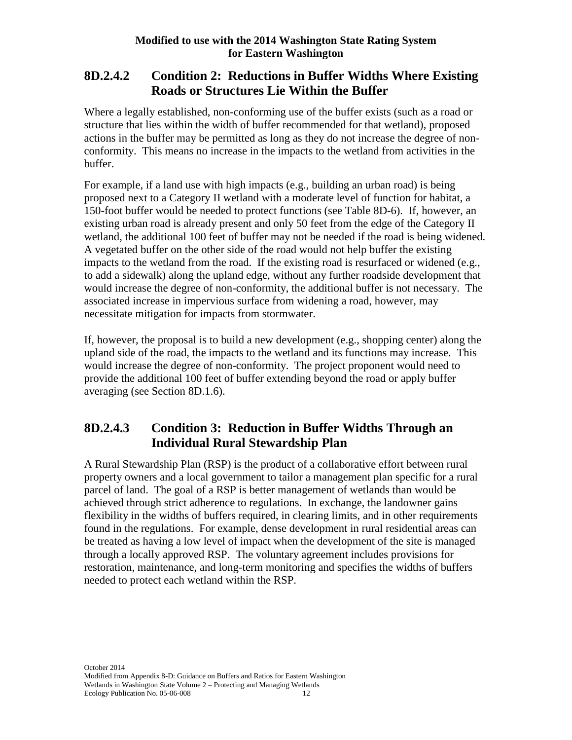## 8D.2.4.2 Condition 2: Reductions in Buffer Widths Where Existing Roads or Structures Lie Within the Buffer

Where a legally established, non-conforming use of the buffer exists (such as a road or structure that lies within the width of buffer recommended for that wetland), proposed actions in the buffer may be permitted as long as they do not increase the degree of non-conformity. This means no increase in the impacts to the wetland from activities in the buffer.

For example, if a land use with high impacts (e.g., building an urban road) is being proposed next to a Category II wetland with a moderate level of function for habitat, a 150-foot buffer would be needed to protect functions (see Table 8D-6). If, however, an existing urban road is already present and only 50 feet from the edge of the Category II wetland, the additional 100 feet of buffer may not be needed if the road is being widened. A vegetated buffer on the other side of the road would not help buffer the existing impacts to the wetland from the road. If the existing road is resurfaced or widened (e.g., to add a sidewalk) along the upland edge, without any further roadside development that would increase the degree of non-conformity, the additional buffer is not necessary. The associated increase in impervious surface from widening a road, however, may necessitate mitigation for impacts from stormwater.

If, however, the proposal is to build a new development (e.g., shopping center) along the upland side of the road, the impacts to the wetland and its functions may increase. This would increase the degree of non-conformity. The project proponent would need to provide the additional 100 feet of buffer extending beyond the road or apply buffer averaging (see Section 8D.1.6).

## 8D.2.4.3 Condition 3: Reduction in Buffer Widths Through an Individual Rural Stewardship Plan

A Rural Stewardship Plan (RSP) is the product of a collaborative effort between rural property owners and a local government to tailor a management plan specific for a rural parcel of land. The goal of a RSP is better management of wetlands than would be achieved through strict adherence to regulations. In exchange, the landowner gains flexibility in the widths of buffers required, in clearing limits, and in other requirements found in the regulations. For example, dense development in rural residential areas can be treated as having a low level of impact when the development of the site is managed through a locally approved RSP. The voluntary agreement includes provisions for restoration, maintenance, and long-term monitoring and specifies the widths of buffers needed to protect each wetland within the RSP.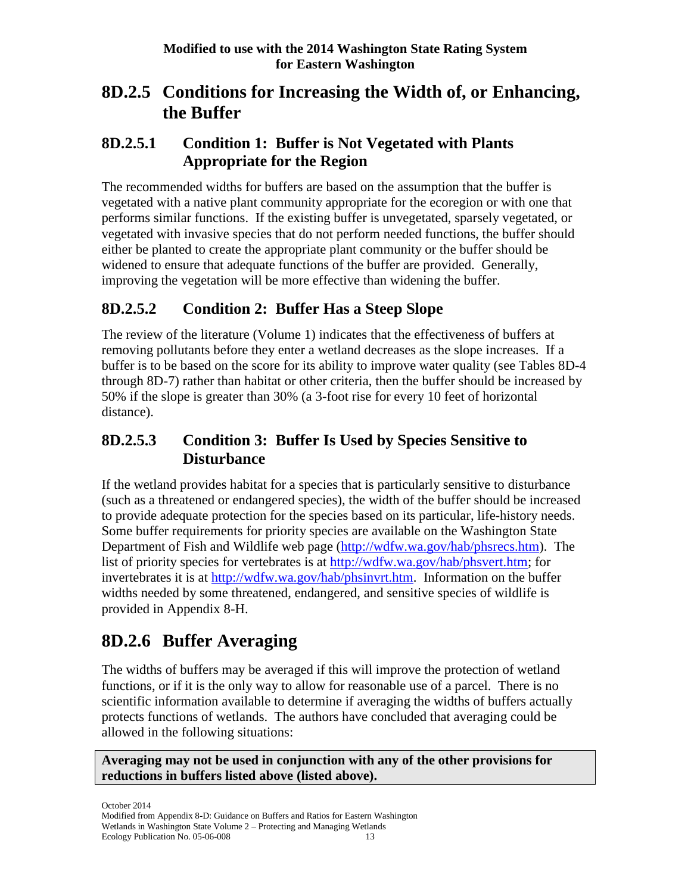## 8D.2.5 Conditions for Increasing the Width of, or Enhancing, the Buffer

### 8D.2.5.1 Condition 1: Buffer is Not Vegetated with Plants Appropriate for the Region

The recommended widths for buffers are based on the assumption that the buffer is vegetated with a native plant community appropriate for the ecoregion or with one that performs similar functions. If the existing buffer is unvegetated, sparsely vegetated, or vegetated with invasive species that do not perform needed functions, the buffer should either be planted to create the appropriate plant community or the buffer should be widened to ensure that adequate functions of the buffer are provided. Generally, improving the vegetation will be more effective than widening the buffer.

### 8D.2.5.2 Condition 2: Buffer Has a Steep Slope

The review of the literature (Volume 1) indicates that the effectiveness of buffers at removing pollutants before they enter a wetland decreases as the slope increases. If a buffer is to be based on the score for its ability to improve water quality (see Tables 8D-4 through 8D-7) rather than habitat or other criteria, then the buffer should be increased by 50% if the slope is greater than 30% (a 3-foot rise for every 10 feet of horizontal distance).

### 8D.2.5.3 Condition 3: Buffer Is Used by Species Sensitive to Disturbance

If the wetland provides habitat for a species that is particularly sensitive to disturbance (such as a threatened or endangered species), the width of the buffer should be increased to provide adequate protection for the species based on its particular, life-history needs. Some buffer requirements for priority species are available on the Washington State Department of Fish and Wildlife web page (http://wdfw.wa.gov/hab/phsrecs.htm). The list of priority species for vertebrates is at http://wdfw.wa.gov/hab/phsvert.htm; for invertebrates it is at http://wdfw.wa.gov/hab/phsinvrt.htm. Information on the buffer widths needed by some threatened, endangered, and sensitive species of wildlife is provided in Appendix 8-H.

## 8D.2.6 Buffer Averaging

The widths of buffers may be averaged if this will improve the protection of wetland functions, or if it is the only way to allow for reasonable use of a parcel. There is no scientific information available to determine if averaging the widths of buffers actually protects functions of wetlands. The authors have concluded that averaging could be allowed in the following situations:

**Averaging may not be used in conjunction with any of the other provisions for reductions in buffers listed above (listed above).**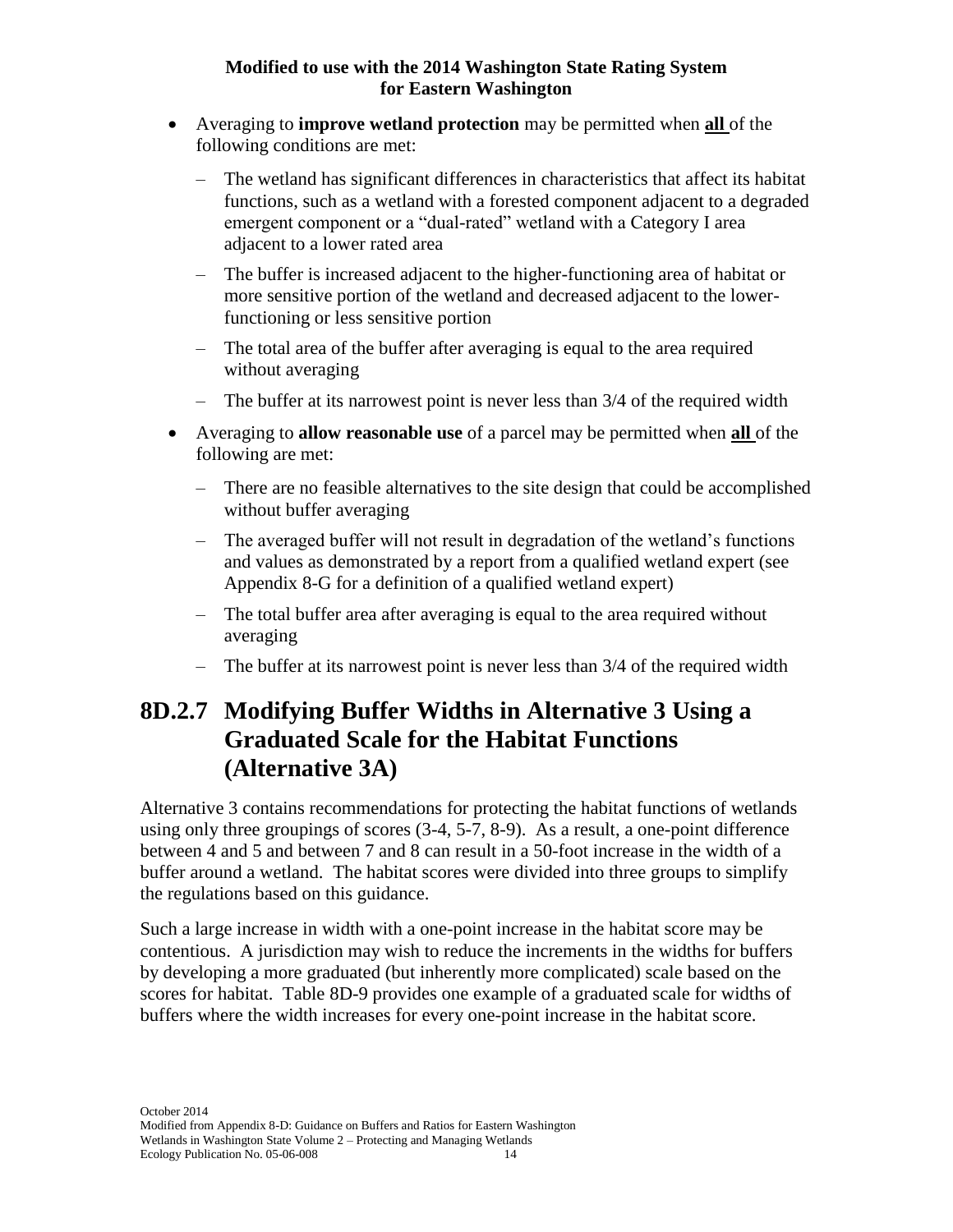- Averaging to **improve wetland protection** may be permitted when **all** of the following conditions are met:
  - The wetland has significant differences in characteristics that affect its habitat functions, such as a wetland with a forested component adjacent to a degraded emergent component or a "dual-rated" wetland with a Category I area adjacent to a lower rated area
  - The buffer is increased adjacent to the higher-functioning area of habitat or more sensitive portion of the wetland and decreased adjacent to the lower-functioning or less sensitive portion
  - The total area of the buffer after averaging is equal to the area required without averaging
  - The buffer at its narrowest point is never less than 3/4 of the required width
- Averaging to **allow reasonable use** of a parcel may be permitted when **all** of the following are met:
  - There are no feasible alternatives to the site design that could be accomplished without buffer averaging
  - The averaged buffer will not result in degradation of the wetland's functions and values as demonstrated by a report from a qualified wetland expert (see Appendix 8-G for a definition of a qualified wetland expert)
  - The total buffer area after averaging is equal to the area required without averaging
  - The buffer at its narrowest point is never less than 3/4 of the required width

## 8D.2.7 Modifying Buffer Widths in Alternative 3 Using a Graduated Scale for the Habitat Functions (Alternative 3A)

Alternative 3 contains recommendations for protecting the habitat functions of wetlands using only three groupings of scores (3-4, 5-7, 8-9). As a result, a one-point difference between 4 and 5 and between 7 and 8 can result in a 50-foot increase in the width of a buffer around a wetland. The habitat scores were divided into three groups to simplify the regulations based on this guidance.

Such a large increase in width with a one-point increase in the habitat score may be contentious. A jurisdiction may wish to reduce the increments in the widths for buffers by developing a more graduated (but inherently more complicated) scale based on the scores for habitat. Table 8D-9 provides one example of a graduated scale for widths of buffers where the width increases for every one-point increase in the habitat score.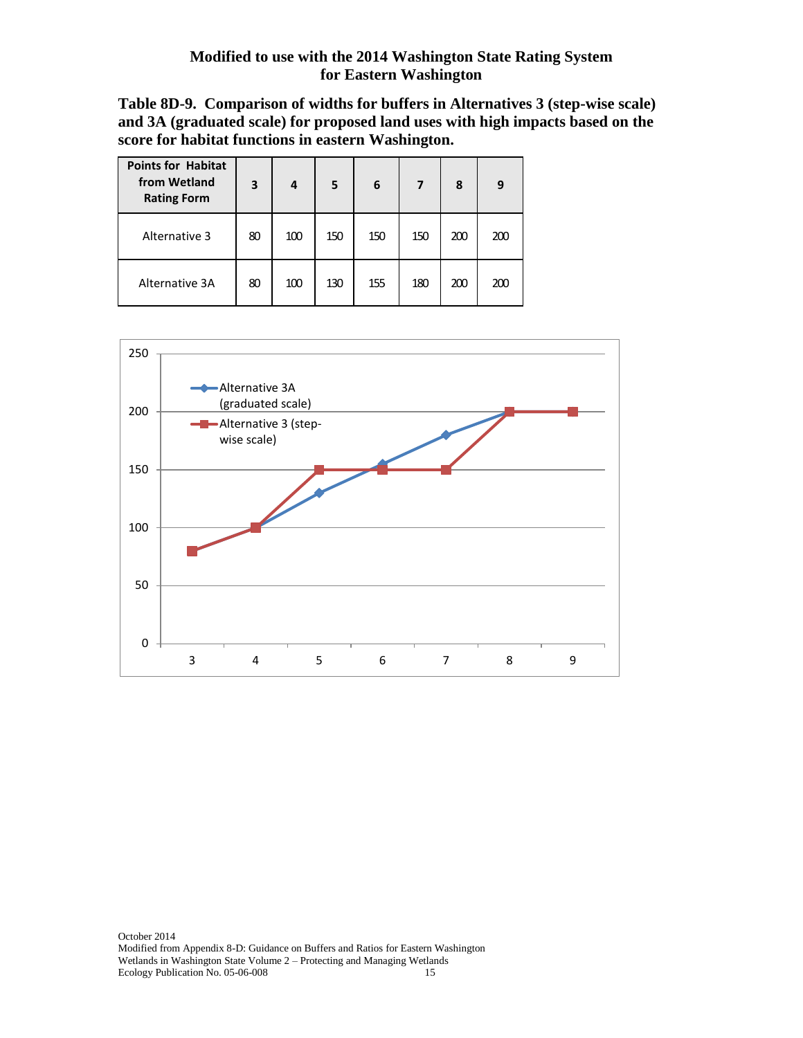**Modified to use with the 2014 Washington State Rating System for Eastern Washington**

**Table 8D-9. Comparison of widths for buffers in Alternatives 3 (step-wise scale) and 3A (graduated scale) for proposed land uses with high impacts based on the score for habitat functions in eastern Washington.**

| Points for Habitat from Wetland Rating Form | 3 | 4 | 5 | 6 | 7 | 8 | 9 |
|---|---|---|---|---|---|---|---|
| Alternative 3 | 80 | 100 | 150 | 150 | 150 | 200 | 200 |
| Alternative 3A | 80 | 100 | 130 | 155 | 180 | 200 | 200 |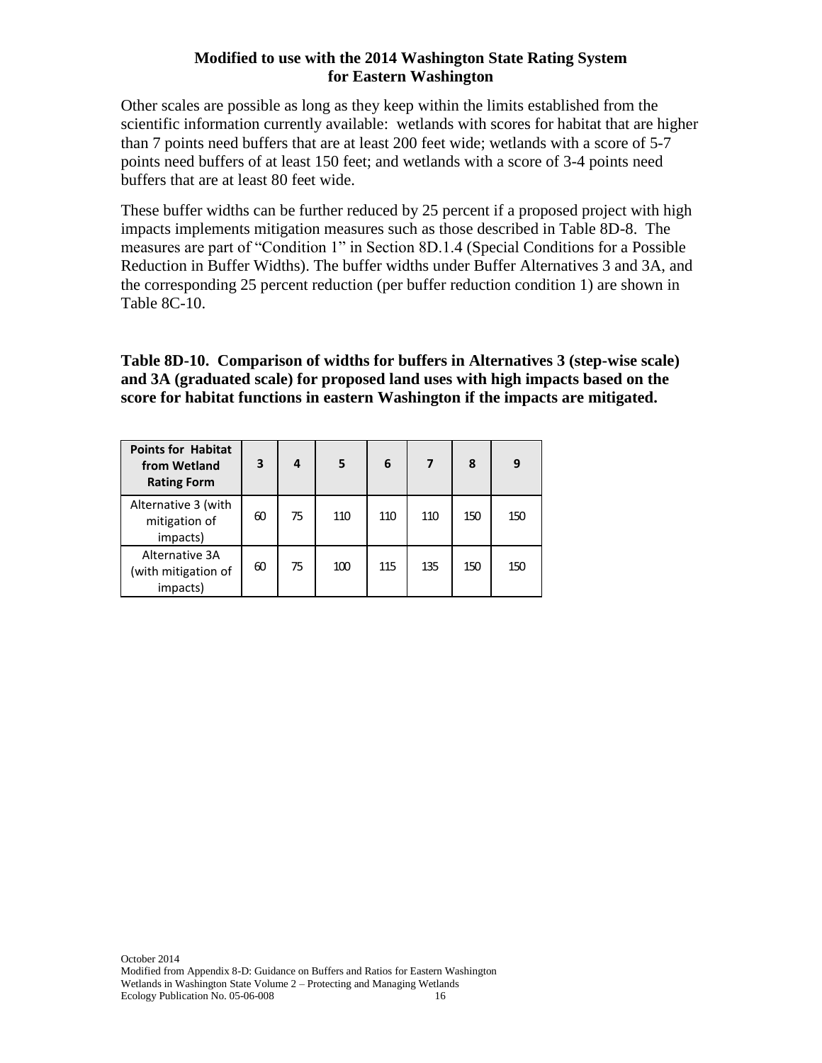**Modified to use with the 2014 Washington State Rating System for Eastern Washington**

Other scales are possible as long as they keep within the limits established from the scientific information currently available: wetlands with scores for habitat that are higher than 7 points need buffers that are at least 200 feet wide; wetlands with a score of 5-7 points need buffers of at least 150 feet; and wetlands with a score of 3-4 points need buffers that are at least 80 feet wide.

These buffer widths can be further reduced by 25 percent if a proposed project with high impacts implements mitigation measures such as those described in Table 8D-8. The measures are part of "Condition 1" in Section 8D.1.4 (Special Conditions for a Possible Reduction in Buffer Widths). The buffer widths under Buffer Alternatives 3 and 3A, and the corresponding 25 percent reduction (per buffer reduction condition 1) are shown in Table 8C-10.

**Table 8D-10. Comparison of widths for buffers in Alternatives 3 (step-wise scale) and 3A (graduated scale) for proposed land uses with high impacts based on the score for habitat functions in eastern Washington if the impacts are mitigated.**

| Points for Habitat from Wetland Rating Form | 3 | 4 | 5 | 6 | 7 | 8 | 9 |
|---|---|---|---|---|---|---|---|
| Alternative 3 (with mitigation of impacts) | 60 | 75 | 110 | 110 | 110 | 150 | 150 |
| Alternative 3A (with mitigation of impacts) | 60 | 75 | 100 | 115 | 135 | 150 | 150 |

October 2014
Modified from Appendix 8-D: Guidance on Buffers and Ratios for Eastern Washington
Wetlands in Washington State Volume 2 – Protecting and Managing Wetlands
Ecology Publication No. 05-06-008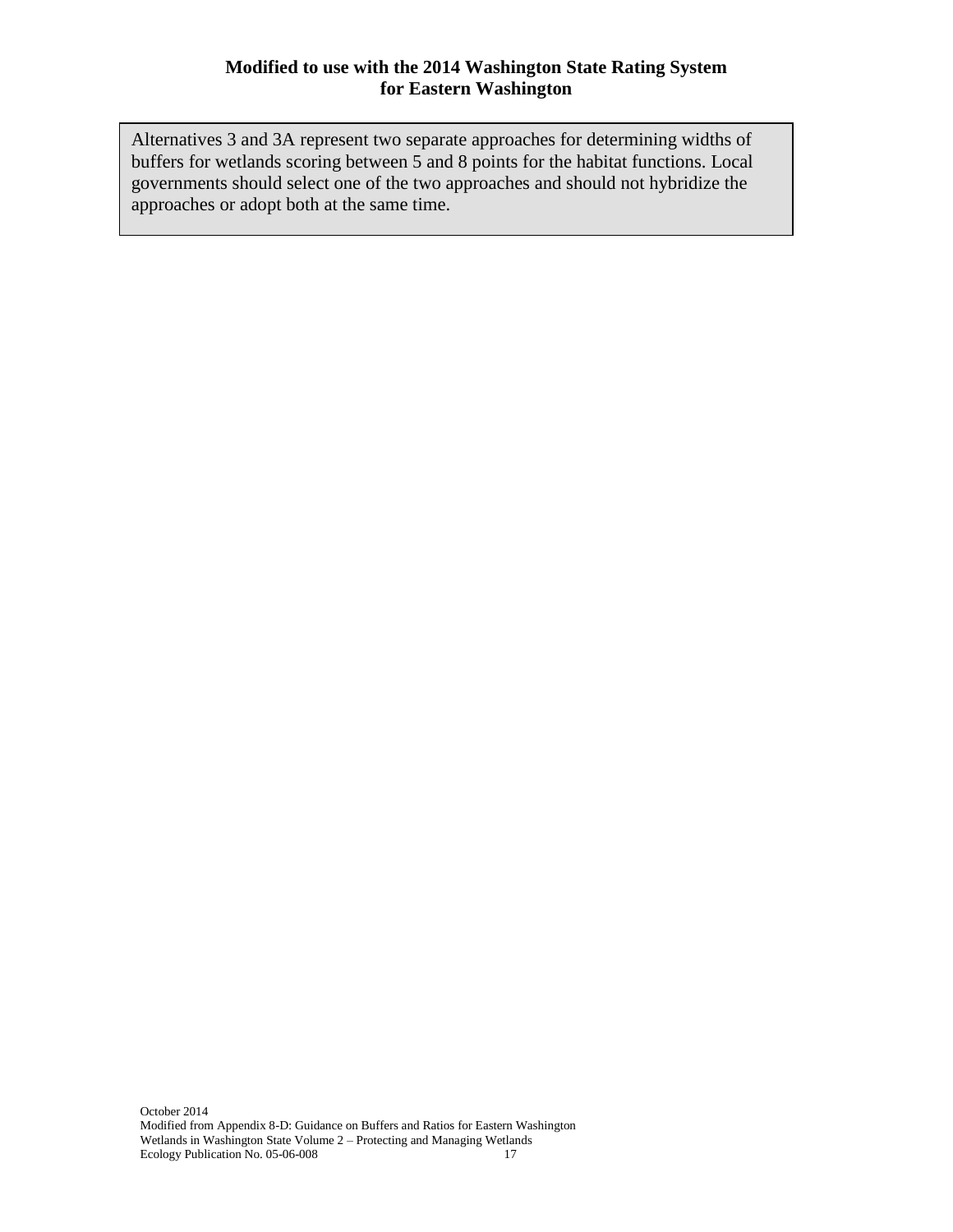Alternatives 3 and 3A represent two separate approaches for determining widths of buffers for wetlands scoring between 5 and 8 points for the habitat functions. Local governments should select one of the two approaches and should not hybridize the approaches or adopt both at the same time.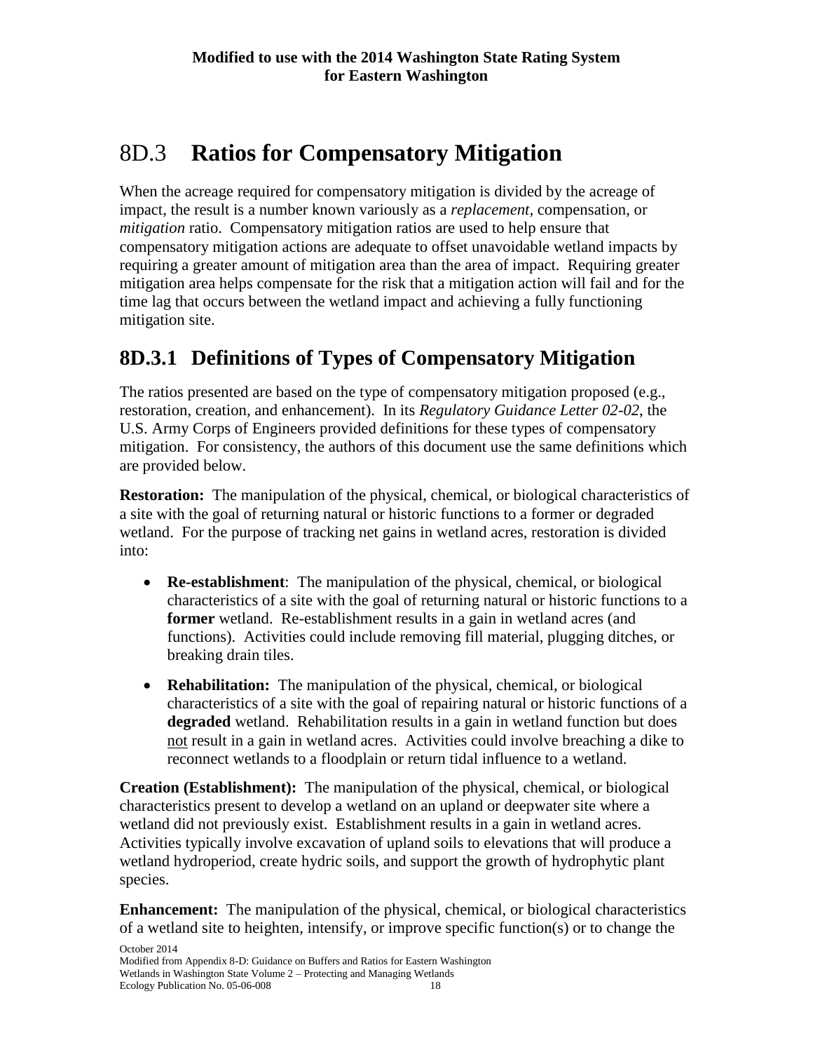# 8D.3 **Ratios for Compensatory Mitigation**

When the acreage required for compensatory mitigation is divided by the acreage of impact, the result is a number known variously as a *replacement*, compensation, or *mitigation* ratio. Compensatory mitigation ratios are used to help ensure that compensatory mitigation actions are adequate to offset unavoidable wetland impacts by requiring a greater amount of mitigation area than the area of impact. Requiring greater mitigation area helps compensate for the risk that a mitigation action will fail and for the time lag that occurs between the wetland impact and achieving a fully functioning mitigation site.

## 8D.3.1 Definitions of Types of Compensatory Mitigation

The ratios presented are based on the type of compensatory mitigation proposed (e.g., restoration, creation, and enhancement). In its *Regulatory Guidance Letter 02-02*, the U.S. Army Corps of Engineers provided definitions for these types of compensatory mitigation. For consistency, the authors of this document use the same definitions which are provided below.

**Restoration:** The manipulation of the physical, chemical, or biological characteristics of a site with the goal of returning natural or historic functions to a former or degraded wetland. For the purpose of tracking net gains in wetland acres, restoration is divided into:

- **Re-establishment**: The manipulation of the physical, chemical, or biological characteristics of a site with the goal of returning natural or historic functions to a **former** wetland. Re-establishment results in a gain in wetland acres (and functions). Activities could include removing fill material, plugging ditches, or breaking drain tiles.
- **Rehabilitation:** The manipulation of the physical, chemical, or biological characteristics of a site with the goal of repairing natural or historic functions of a **degraded** wetland. Rehabilitation results in a gain in wetland function but does not result in a gain in wetland acres. Activities could involve breaching a dike to reconnect wetlands to a floodplain or return tidal influence to a wetland.

**Creation (Establishment):** The manipulation of the physical, chemical, or biological characteristics present to develop a wetland on an upland or deepwater site where a wetland did not previously exist. Establishment results in a gain in wetland acres. Activities typically involve excavation of upland soils to elevations that will produce a wetland hydroperiod, create hydric soils, and support the growth of hydrophytic plant species.

**Enhancement:** The manipulation of the physical, chemical, or biological characteristics of a wetland site to heighten, intensify, or improve specific function(s) or to change the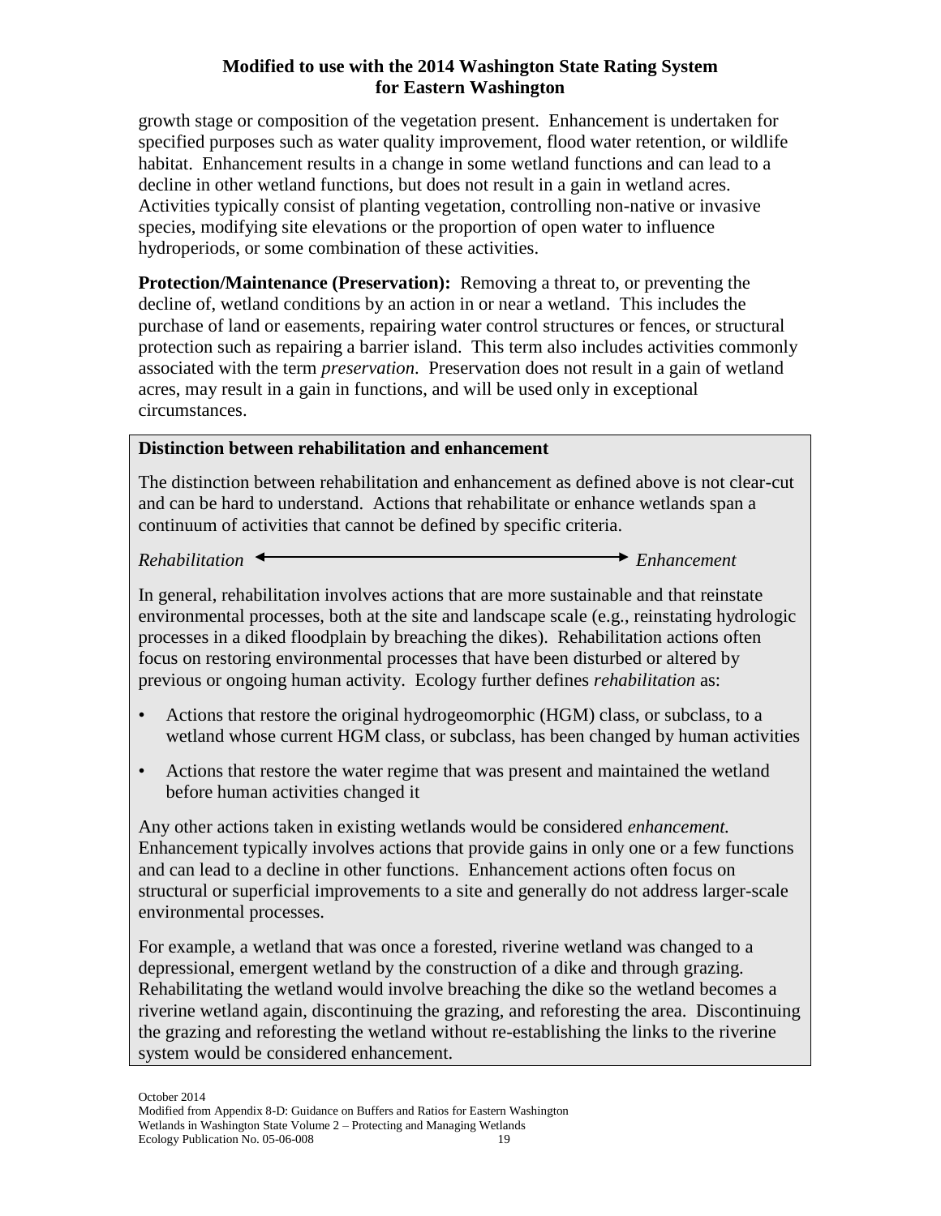growth stage or composition of the vegetation present. Enhancement is undertaken for specified purposes such as water quality improvement, flood water retention, or wildlife habitat. Enhancement results in a change in some wetland functions and can lead to a decline in other wetland functions, but does not result in a gain in wetland acres. Activities typically consist of planting vegetation, controlling non-native or invasive species, modifying site elevations or the proportion of open water to influence hydroperiods, or some combination of these activities.

**Protection/Maintenance (Preservation):** Removing a threat to, or preventing the decline of, wetland conditions by an action in or near a wetland. This includes the purchase of land or easements, repairing water control structures or fences, or structural protection such as repairing a barrier island. This term also includes activities commonly associated with the term *preservation*. Preservation does not result in a gain of wetland acres, may result in a gain in functions, and will be used only in exceptional circumstances.

**Distinction between rehabilitation and enhancement**

The distinction between rehabilitation and enhancement as defined above is not clear-cut and can be hard to understand. Actions that rehabilitate or enhance wetlands span a continuum of activities that cannot be defined by specific criteria.

*Rehabilitation* ←——————————→ *Enhancement*

In general, rehabilitation involves actions that are more sustainable and that reinstate environmental processes, both at the site and landscape scale (e.g., reinstating hydrologic processes in a diked floodplain by breaching the dikes). Rehabilitation actions often focus on restoring environmental processes that have been disturbed or altered by previous or ongoing human activity. Ecology further defines *rehabilitation* as:

- Actions that restore the original hydrogeomorphic (HGM) class, or subclass, to a wetland whose current HGM class, or subclass, has been changed by human activities
- Actions that restore the water regime that was present and maintained the wetland before human activities changed it

Any other actions taken in existing wetlands would be considered *enhancement.* Enhancement typically involves actions that provide gains in only one or a few functions and can lead to a decline in other functions. Enhancement actions often focus on structural or superficial improvements to a site and generally do not address larger-scale environmental processes.

For example, a wetland that was once a forested, riverine wetland was changed to a depressional, emergent wetland by the construction of a dike and through grazing. Rehabilitating the wetland would involve breaching the dike so the wetland becomes a riverine wetland again, discontinuing the grazing, and reforesting the area. Discontinuing the grazing and reforesting the wetland without re-establishing the links to the riverine system would be considered enhancement.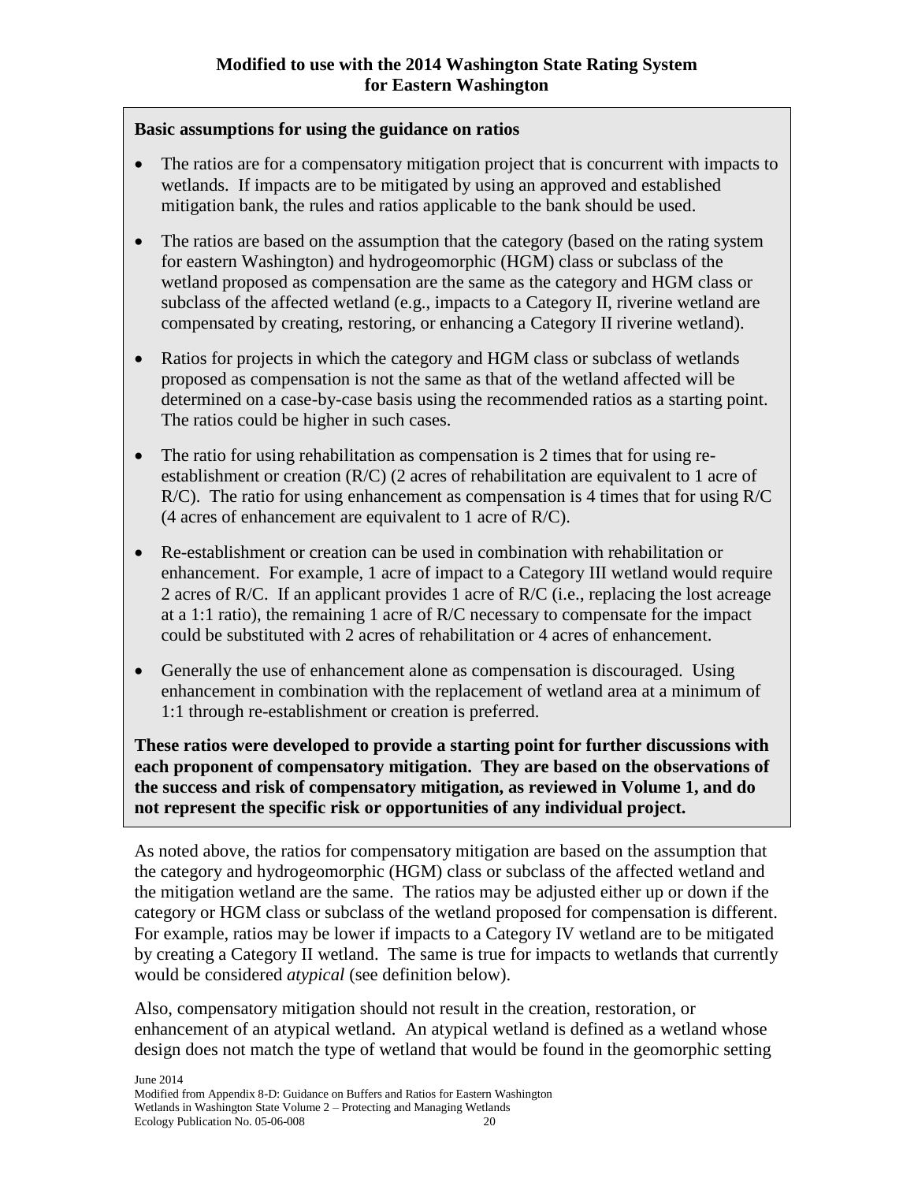**Basic assumptions for using the guidance on ratios**

- The ratios are for a compensatory mitigation project that is concurrent with impacts to wetlands. If impacts are to be mitigated by using an approved and established mitigation bank, the rules and ratios applicable to the bank should be used.
- The ratios are based on the assumption that the category (based on the rating system for eastern Washington) and hydrogeomorphic (HGM) class or subclass of the wetland proposed as compensation are the same as the category and HGM class or subclass of the affected wetland (e.g., impacts to a Category II, riverine wetland are compensated by creating, restoring, or enhancing a Category II riverine wetland).
- Ratios for projects in which the category and HGM class or subclass of wetlands proposed as compensation is not the same as that of the wetland affected will be determined on a case-by-case basis using the recommended ratios as a starting point. The ratios could be higher in such cases.
- The ratio for using rehabilitation as compensation is 2 times that for using re-establishment or creation (R/C) (2 acres of rehabilitation are equivalent to 1 acre of R/C). The ratio for using enhancement as compensation is 4 times that for using R/C (4 acres of enhancement are equivalent to 1 acre of R/C).
- Re-establishment or creation can be used in combination with rehabilitation or enhancement. For example, 1 acre of impact to a Category III wetland would require 2 acres of R/C. If an applicant provides 1 acre of R/C (i.e., replacing the lost acreage at a 1:1 ratio), the remaining 1 acre of R/C necessary to compensate for the impact could be substituted with 2 acres of rehabilitation or 4 acres of enhancement.
- Generally the use of enhancement alone as compensation is discouraged. Using enhancement in combination with the replacement of wetland area at a minimum of 1:1 through re-establishment or creation is preferred.

**These ratios were developed to provide a starting point for further discussions with each proponent of compensatory mitigation. They are based on the observations of the success and risk of compensatory mitigation, as reviewed in Volume 1, and do not represent the specific risk or opportunities of any individual project.**

As noted above, the ratios for compensatory mitigation are based on the assumption that the category and hydrogeomorphic (HGM) class or subclass of the affected wetland and the mitigation wetland are the same. The ratios may be adjusted either up or down if the category or HGM class or subclass of the wetland proposed for compensation is different. For example, ratios may be lower if impacts to a Category IV wetland are to be mitigated by creating a Category II wetland. The same is true for impacts to wetlands that currently would be considered *atypical* (see definition below).

Also, compensatory mitigation should not result in the creation, restoration, or enhancement of an atypical wetland. An atypical wetland is defined as a wetland whose design does not match the type of wetland that would be found in the geomorphic setting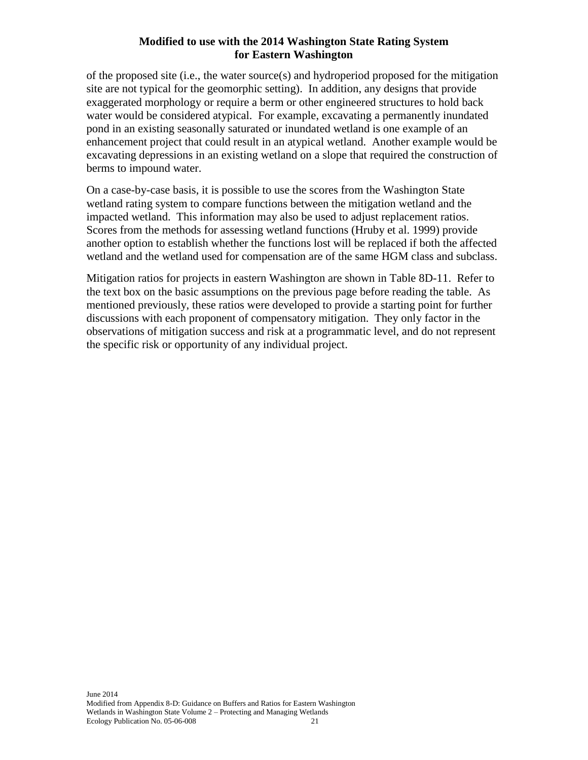of the proposed site (i.e., the water source(s) and hydroperiod proposed for the mitigation site are not typical for the geomorphic setting). In addition, any designs that provide exaggerated morphology or require a berm or other engineered structures to hold back water would be considered atypical. For example, excavating a permanently inundated pond in an existing seasonally saturated or inundated wetland is one example of an enhancement project that could result in an atypical wetland. Another example would be excavating depressions in an existing wetland on a slope that required the construction of berms to impound water.

On a case-by-case basis, it is possible to use the scores from the Washington State wetland rating system to compare functions between the mitigation wetland and the impacted wetland. This information may also be used to adjust replacement ratios. Scores from the methods for assessing wetland functions (Hruby et al. 1999) provide another option to establish whether the functions lost will be replaced if both the affected wetland and the wetland used for compensation are of the same HGM class and subclass.

Mitigation ratios for projects in eastern Washington are shown in Table 8D-11. Refer to the text box on the basic assumptions on the previous page before reading the table. As mentioned previously, these ratios were developed to provide a starting point for further discussions with each proponent of compensatory mitigation. They only factor in the observations of mitigation success and risk at a programmatic level, and do not represent the specific risk or opportunity of any individual project.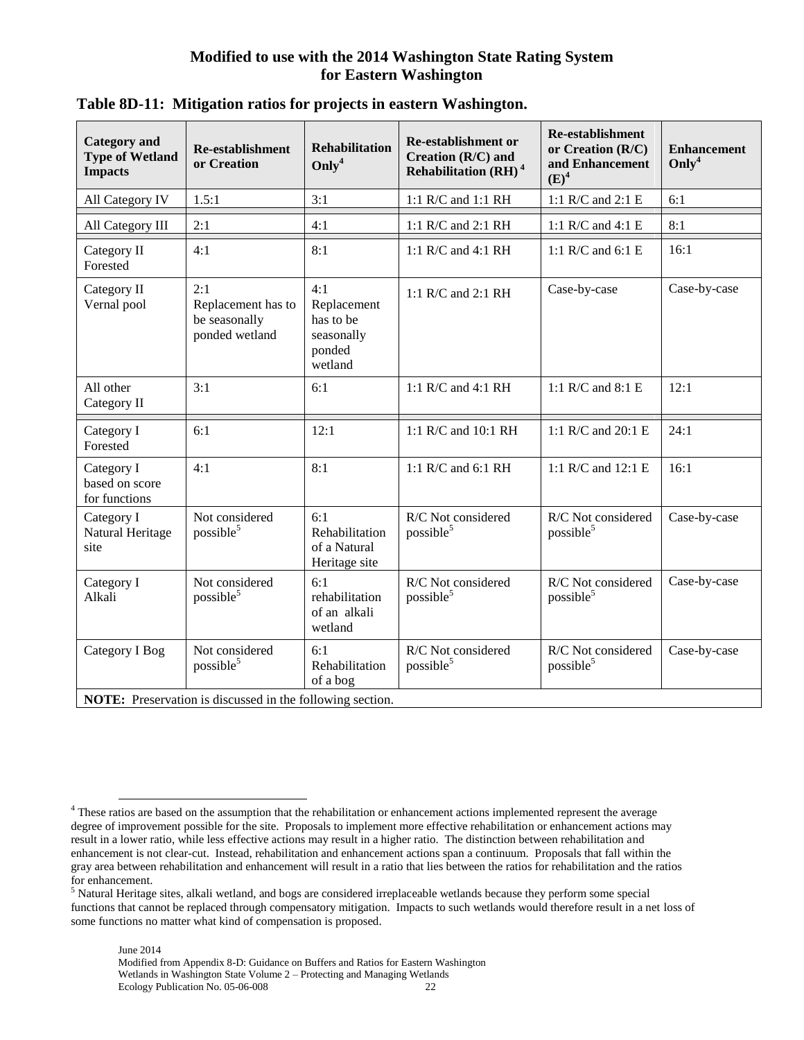**Modified to use with the 2014 Washington State Rating System for Eastern Washington**

**Table 8D-11: Mitigation ratios for projects in eastern Washington.**

| Category and Type of Wetland Impacts | Re-establishment or Creation | Rehabilitation Only[4] | Re-establishment or Creation (R/C) and Rehabilitation (RH)[4] | Re-establishment or Creation (R/C) and Enhancement (E)[4] | Enhancement Only[4] |
|---|---|---|---|---|---|
| All Category IV | 1.5:1 | 3:1 | 1:1 R/C and 1:1 RH | 1:1 R/C and 2:1 E | 6:1 |
| All Category III | 2:1 | 4:1 | 1:1 R/C and 2:1 RH | 1:1 R/C and 4:1 E | 8:1 |
| Category II Forested | 4:1 | 8:1 | 1:1 R/C and 4:1 RH | 1:1 R/C and 6:1 E | 16:1 |
| Category II Vernal pool | 2:1 Replacement has to be seasonally ponded wetland | 4:1 Replacement has to be seasonally ponded wetland | 1:1 R/C and 2:1 RH | Case-by-case | Case-by-case |
| All other Category II | 3:1 | 6:1 | 1:1 R/C and 4:1 RH | 1:1 R/C and 8:1 E | 12:1 |
| Category I Forested | 6:1 | 12:1 | 1:1 R/C and 10:1 RH | 1:1 R/C and 20:1 E | 24:1 |
| Category I based on score for functions | 4:1 | 8:1 | 1:1 R/C and 6:1 RH | 1:1 R/C and 12:1 E | 16:1 |
| Category I Natural Heritage site | Not considered possible[5] | 6:1 Rehabilitation of a Natural Heritage site | R/C Not considered possible[5] | R/C Not considered possible[5] | Case-by-case |
| Category I Alkali | Not considered possible[5] | 6:1 rehabilitation of an alkali wetland | R/C Not considered possible[5] | R/C Not considered possible[5] | Case-by-case |
| Category I Bog | Not considered possible[5] | 6:1 Rehabilitation of a bog | R/C Not considered possible[5] | R/C Not considered possible[5] | Case-by-case |

**NOTE:** Preservation is discussed in the following section.

[4] These ratios are based on the assumption that the rehabilitation or enhancement actions implemented represent the average degree of improvement possible for the site. Proposals to implement more effective rehabilitation or enhancement actions may result in a lower ratio, while less effective actions may result in a higher ratio. The distinction between rehabilitation and enhancement is not clear-cut. Instead, rehabilitation and enhancement actions span a continuum. Proposals that fall within the gray area between rehabilitation and enhancement will result in a ratio that lies between the ratios for rehabilitation and the ratios for enhancement.

[5] Natural Heritage sites, alkali wetland, and bogs are considered irreplaceable wetlands because they perform some special functions that cannot be replaced through compensatory mitigation. Impacts to such wetlands would therefore result in a net loss of some functions no matter what kind of compensation is proposed.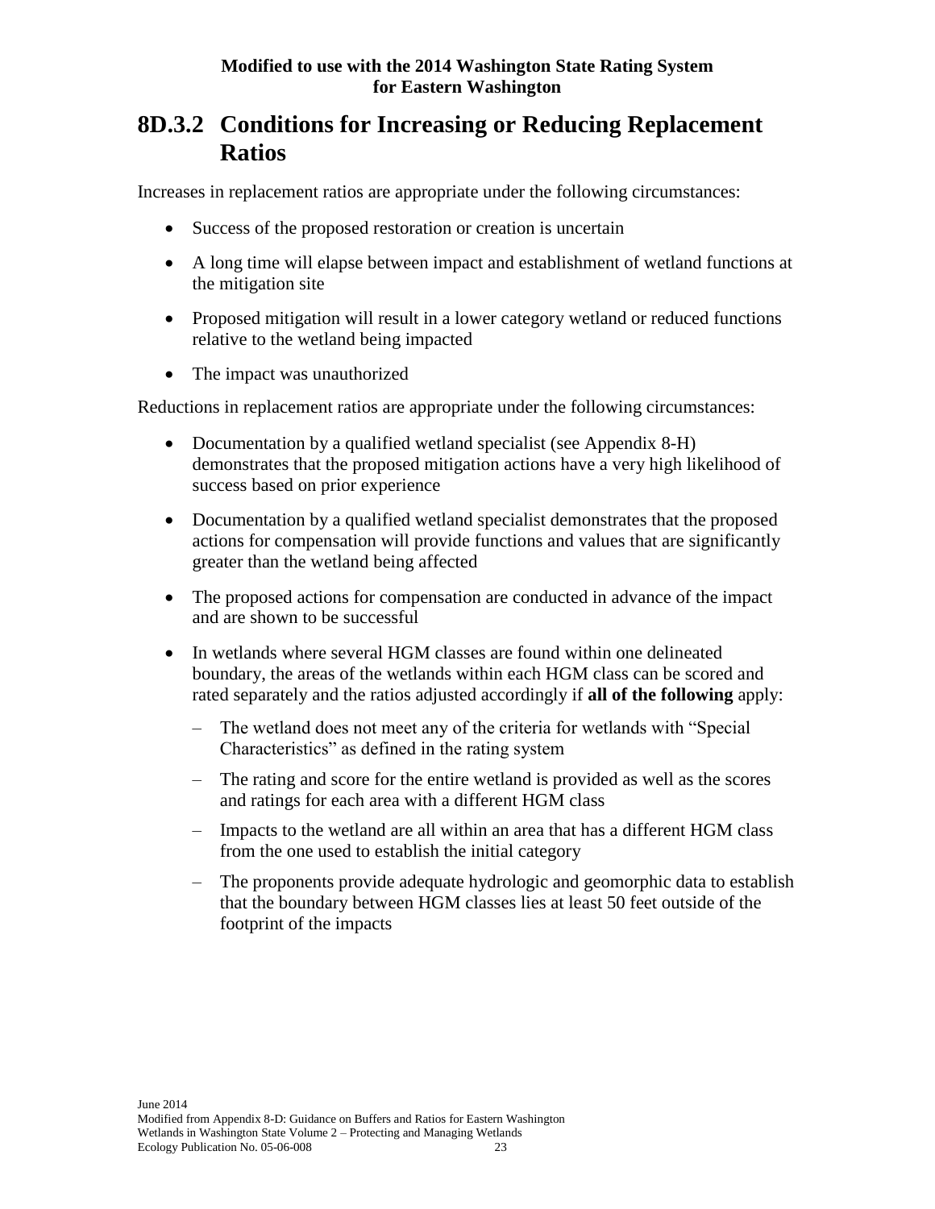## 8D.3.2 Conditions for Increasing or Reducing Replacement Ratios

Increases in replacement ratios are appropriate under the following circumstances:

- Success of the proposed restoration or creation is uncertain
- A long time will elapse between impact and establishment of wetland functions at the mitigation site
- Proposed mitigation will result in a lower category wetland or reduced functions relative to the wetland being impacted
- The impact was unauthorized

Reductions in replacement ratios are appropriate under the following circumstances:

- Documentation by a qualified wetland specialist (see Appendix 8-H) demonstrates that the proposed mitigation actions have a very high likelihood of success based on prior experience
- Documentation by a qualified wetland specialist demonstrates that the proposed actions for compensation will provide functions and values that are significantly greater than the wetland being affected
- The proposed actions for compensation are conducted in advance of the impact and are shown to be successful
- In wetlands where several HGM classes are found within one delineated boundary, the areas of the wetlands within each HGM class can be scored and rated separately and the ratios adjusted accordingly if **all of the following** apply:
  - The wetland does not meet any of the criteria for wetlands with "Special Characteristics" as defined in the rating system
  - The rating and score for the entire wetland is provided as well as the scores and ratings for each area with a different HGM class
  - Impacts to the wetland are all within an area that has a different HGM class from the one used to establish the initial category
  - The proponents provide adequate hydrologic and geomorphic data to establish that the boundary between HGM classes lies at least 50 feet outside of the footprint of the impacts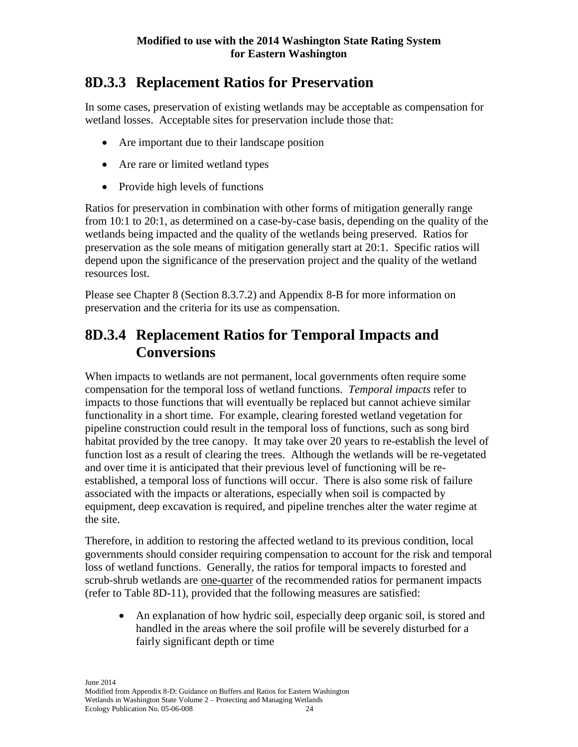## 8D.3.3 Replacement Ratios for Preservation

In some cases, preservation of existing wetlands may be acceptable as compensation for wetland losses. Acceptable sites for preservation include those that:

- Are important due to their landscape position
- Are rare or limited wetland types
- Provide high levels of functions

Ratios for preservation in combination with other forms of mitigation generally range from 10:1 to 20:1, as determined on a case-by-case basis, depending on the quality of the wetlands being impacted and the quality of the wetlands being preserved. Ratios for preservation as the sole means of mitigation generally start at 20:1. Specific ratios will depend upon the significance of the preservation project and the quality of the wetland resources lost.

Please see Chapter 8 (Section 8.3.7.2) and Appendix 8-B for more information on preservation and the criteria for its use as compensation.

## 8D.3.4 Replacement Ratios for Temporal Impacts and Conversions

When impacts to wetlands are not permanent, local governments often require some compensation for the temporal loss of wetland functions. *Temporal impacts* refer to impacts to those functions that will eventually be replaced but cannot achieve similar functionality in a short time. For example, clearing forested wetland vegetation for pipeline construction could result in the temporal loss of functions, such as song bird habitat provided by the tree canopy. It may take over 20 years to re-establish the level of function lost as a result of clearing the trees. Although the wetlands will be re-vegetated and over time it is anticipated that their previous level of functioning will be re-established, a temporal loss of functions will occur. There is also some risk of failure associated with the impacts or alterations, especially when soil is compacted by equipment, deep excavation is required, and pipeline trenches alter the water regime at the site.

Therefore, in addition to restoring the affected wetland to its previous condition, local governments should consider requiring compensation to account for the risk and temporal loss of wetland functions. Generally, the ratios for temporal impacts to forested and scrub-shrub wetlands are <u>one-quarter</u> of the recommended ratios for permanent impacts (refer to Table 8D-11), provided that the following measures are satisfied:

- An explanation of how hydric soil, especially deep organic soil, is stored and handled in the areas where the soil profile will be severely disturbed for a fairly significant depth or time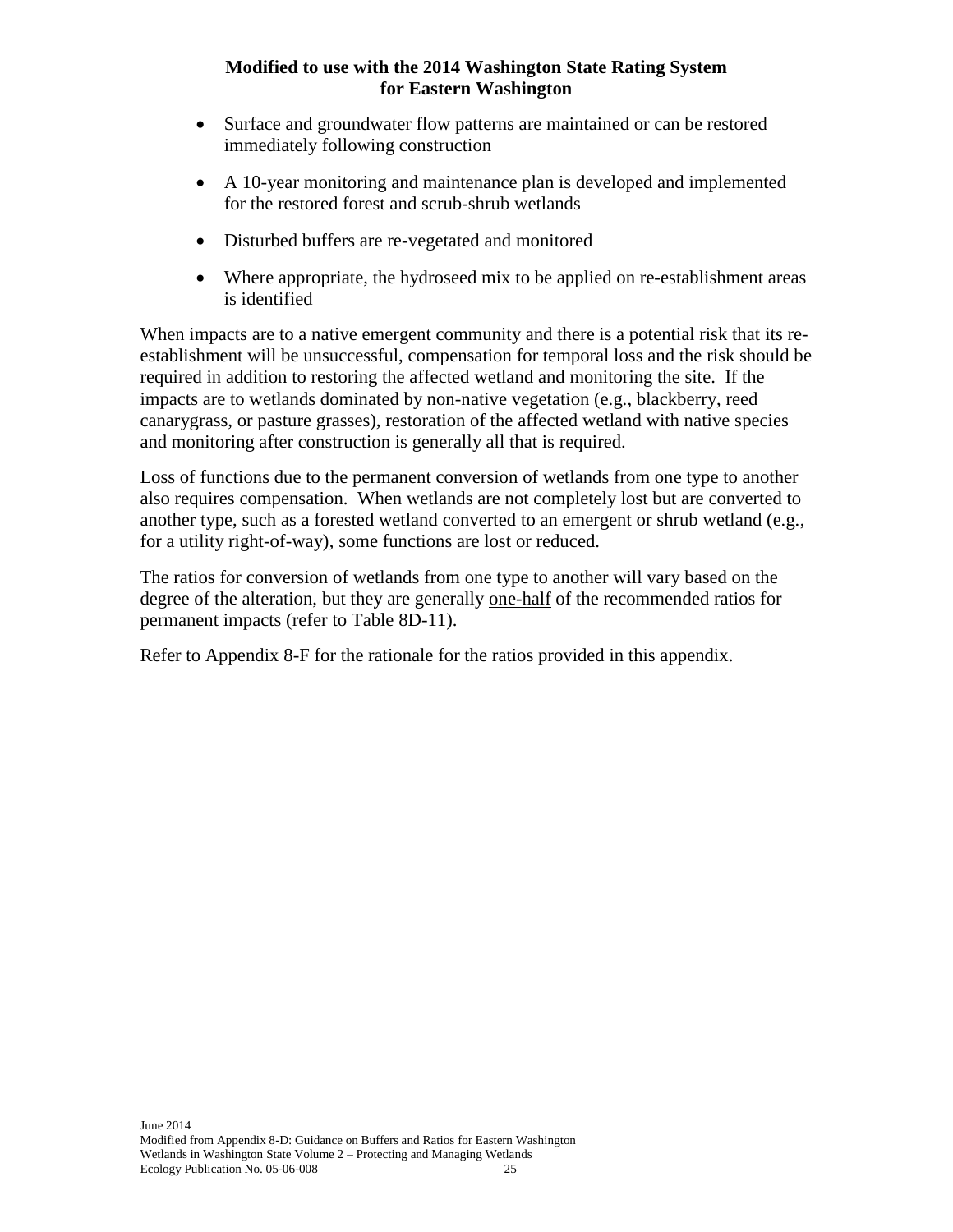- Surface and groundwater flow patterns are maintained or can be restored immediately following construction
- A 10-year monitoring and maintenance plan is developed and implemented for the restored forest and scrub-shrub wetlands
- Disturbed buffers are re-vegetated and monitored
- Where appropriate, the hydroseed mix to be applied on re-establishment areas is identified

When impacts are to a native emergent community and there is a potential risk that its re-establishment will be unsuccessful, compensation for temporal loss and the risk should be required in addition to restoring the affected wetland and monitoring the site. If the impacts are to wetlands dominated by non-native vegetation (e.g., blackberry, reed canarygrass, or pasture grasses), restoration of the affected wetland with native species and monitoring after construction is generally all that is required.

Loss of functions due to the permanent conversion of wetlands from one type to another also requires compensation. When wetlands are not completely lost but are converted to another type, such as a forested wetland converted to an emergent or shrub wetland (e.g., for a utility right-of-way), some functions are lost or reduced.

The ratios for conversion of wetlands from one type to another will vary based on the degree of the alteration, but they are generally one-half of the recommended ratios for permanent impacts (refer to Table 8D-11).

Refer to Appendix 8-F for the rationale for the ratios provided in this appendix.